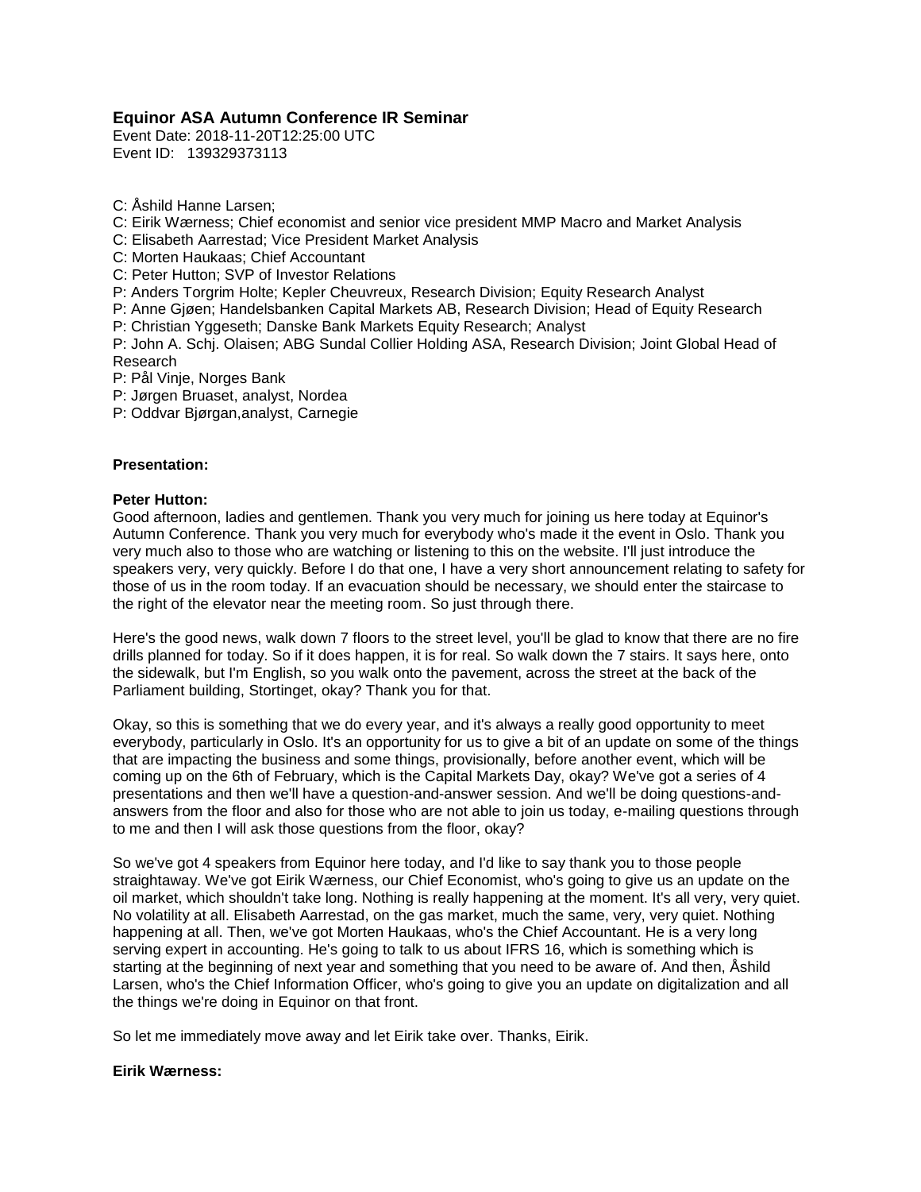# Equinor ASA Autumn Conference IR Seminar

Event Date: 2018-11-20T12:25:00 UTC
Event ID: 139329373113

C: Åshild Hanne Larsen;
C: Eirik Wærness; Chief economist and senior vice president MMP Macro and Market Analysis
C: Elisabeth Aarrestad; Vice President Market Analysis
C: Morten Haukaas; Chief Accountant
C: Peter Hutton; SVP of Investor Relations
P: Anders Torgrim Holte; Kepler Cheuvreux, Research Division; Equity Research Analyst
P: Anne Gjøen; Handelsbanken Capital Markets AB, Research Division; Head of Equity Research
P: Christian Yggeseth; Danske Bank Markets Equity Research; Analyst
P: John A. Schj. Olaisen; ABG Sundal Collier Holding ASA, Research Division; Joint Global Head of Research
P: Pål Vinje, Norges Bank
P: Jørgen Bruaset, analyst, Nordea
P: Oddvar Bjørgan,analyst, Carnegie

**Presentation:**

**Peter Hutton:**
Good afternoon, ladies and gentlemen. Thank you very much for joining us here today at Equinor's Autumn Conference. Thank you very much for everybody who's made it the event in Oslo. Thank you very much also to those who are watching or listening to this on the website. I'll just introduce the speakers very, very quickly. Before I do that one, I have a very short announcement relating to safety for those of us in the room today. If an evacuation should be necessary, we should enter the staircase to the right of the elevator near the meeting room. So just through there.

Here's the good news, walk down 7 floors to the street level, you'll be glad to know that there are no fire drills planned for today. So if it does happen, it is for real. So walk down the 7 stairs. It says here, onto the sidewalk, but I'm English, so you walk onto the pavement, across the street at the back of the Parliament building, Stortinget, okay? Thank you for that.

Okay, so this is something that we do every year, and it's always a really good opportunity to meet everybody, particularly in Oslo. It's an opportunity for us to give a bit of an update on some of the things that are impacting the business and some things, provisionally, before another event, which will be coming up on the 6th of February, which is the Capital Markets Day, okay? We've got a series of 4 presentations and then we'll have a question-and-answer session. And we'll be doing questions-and-answers from the floor and also for those who are not able to join us today, e-mailing questions through to me and then I will ask those questions from the floor, okay?

So we've got 4 speakers from Equinor here today, and I'd like to say thank you to those people straightaway. We've got Eirik Wærness, our Chief Economist, who's going to give us an update on the oil market, which shouldn't take long. Nothing is really happening at the moment. It's all very, very quiet. No volatility at all. Elisabeth Aarrestad, on the gas market, much the same, very, very quiet. Nothing happening at all. Then, we've got Morten Haukaas, who's the Chief Accountant. He is a very long serving expert in accounting. He's going to talk to us about IFRS 16, which is something which is starting at the beginning of next year and something that you need to be aware of. And then, Åshild Larsen, who's the Chief Information Officer, who's going to give you an update on digitalization and all the things we're doing in Equinor on that front.

So let me immediately move away and let Eirik take over. Thanks, Eirik.

**Eirik Wærness:**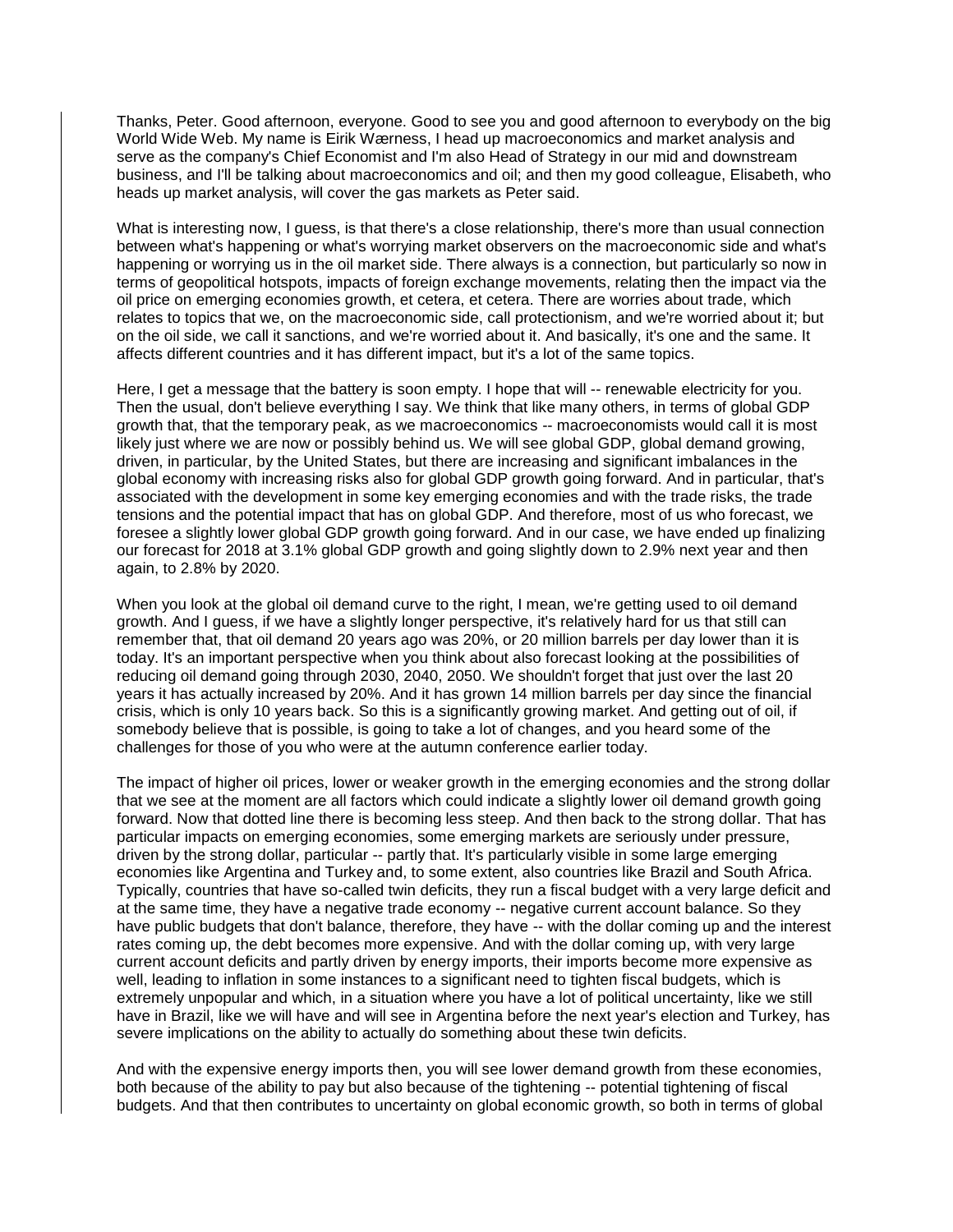Thanks, Peter. Good afternoon, everyone. Good to see you and good afternoon to everybody on the big World Wide Web. My name is Eirik Wærness, I head up macroeconomics and market analysis and serve as the company's Chief Economist and I'm also Head of Strategy in our mid and downstream business, and I'll be talking about macroeconomics and oil; and then my good colleague, Elisabeth, who heads up market analysis, will cover the gas markets as Peter said.

What is interesting now, I guess, is that there's a close relationship, there's more than usual connection between what's happening or what's worrying market observers on the macroeconomic side and what's happening or worrying us in the oil market side. There always is a connection, but particularly so now in terms of geopolitical hotspots, impacts of foreign exchange movements, relating then the impact via the oil price on emerging economies growth, et cetera, et cetera. There are worries about trade, which relates to topics that we, on the macroeconomic side, call protectionism, and we're worried about it; but on the oil side, we call it sanctions, and we're worried about it. And basically, it's one and the same. It affects different countries and it has different impact, but it's a lot of the same topics.

Here, I get a message that the battery is soon empty. I hope that will -- renewable electricity for you. Then the usual, don't believe everything I say. We think that like many others, in terms of global GDP growth that, that the temporary peak, as we macroeconomics -- macroeconomists would call it is most likely just where we are now or possibly behind us. We will see global GDP, global demand growing, driven, in particular, by the United States, but there are increasing and significant imbalances in the global economy with increasing risks also for global GDP growth going forward. And in particular, that's associated with the development in some key emerging economies and with the trade risks, the trade tensions and the potential impact that has on global GDP. And therefore, most of us who forecast, we foresee a slightly lower global GDP growth going forward. And in our case, we have ended up finalizing our forecast for 2018 at 3.1% global GDP growth and going slightly down to 2.9% next year and then again, to 2.8% by 2020.

When you look at the global oil demand curve to the right, I mean, we're getting used to oil demand growth. And I guess, if we have a slightly longer perspective, it's relatively hard for us that still can remember that, that oil demand 20 years ago was 20%, or 20 million barrels per day lower than it is today. It's an important perspective when you think about also forecast looking at the possibilities of reducing oil demand going through 2030, 2040, 2050. We shouldn't forget that just over the last 20 years it has actually increased by 20%. And it has grown 14 million barrels per day since the financial crisis, which is only 10 years back. So this is a significantly growing market. And getting out of oil, if somebody believe that is possible, is going to take a lot of changes, and you heard some of the challenges for those of you who were at the autumn conference earlier today.

The impact of higher oil prices, lower or weaker growth in the emerging economies and the strong dollar that we see at the moment are all factors which could indicate a slightly lower oil demand growth going forward. Now that dotted line there is becoming less steep. And then back to the strong dollar. That has particular impacts on emerging economies, some emerging markets are seriously under pressure, driven by the strong dollar, particular -- partly that. It's particularly visible in some large emerging economies like Argentina and Turkey and, to some extent, also countries like Brazil and South Africa. Typically, countries that have so-called twin deficits, they run a fiscal budget with a very large deficit and at the same time, they have a negative trade economy -- negative current account balance. So they have public budgets that don't balance, therefore, they have -- with the dollar coming up and the interest rates coming up, the debt becomes more expensive. And with the dollar coming up, with very large current account deficits and partly driven by energy imports, their imports become more expensive as well, leading to inflation in some instances to a significant need to tighten fiscal budgets, which is extremely unpopular and which, in a situation where you have a lot of political uncertainty, like we still have in Brazil, like we will have and will see in Argentina before the next year's election and Turkey, has severe implications on the ability to actually do something about these twin deficits.

And with the expensive energy imports then, you will see lower demand growth from these economies, both because of the ability to pay but also because of the tightening -- potential tightening of fiscal budgets. And that then contributes to uncertainty on global economic growth, so both in terms of global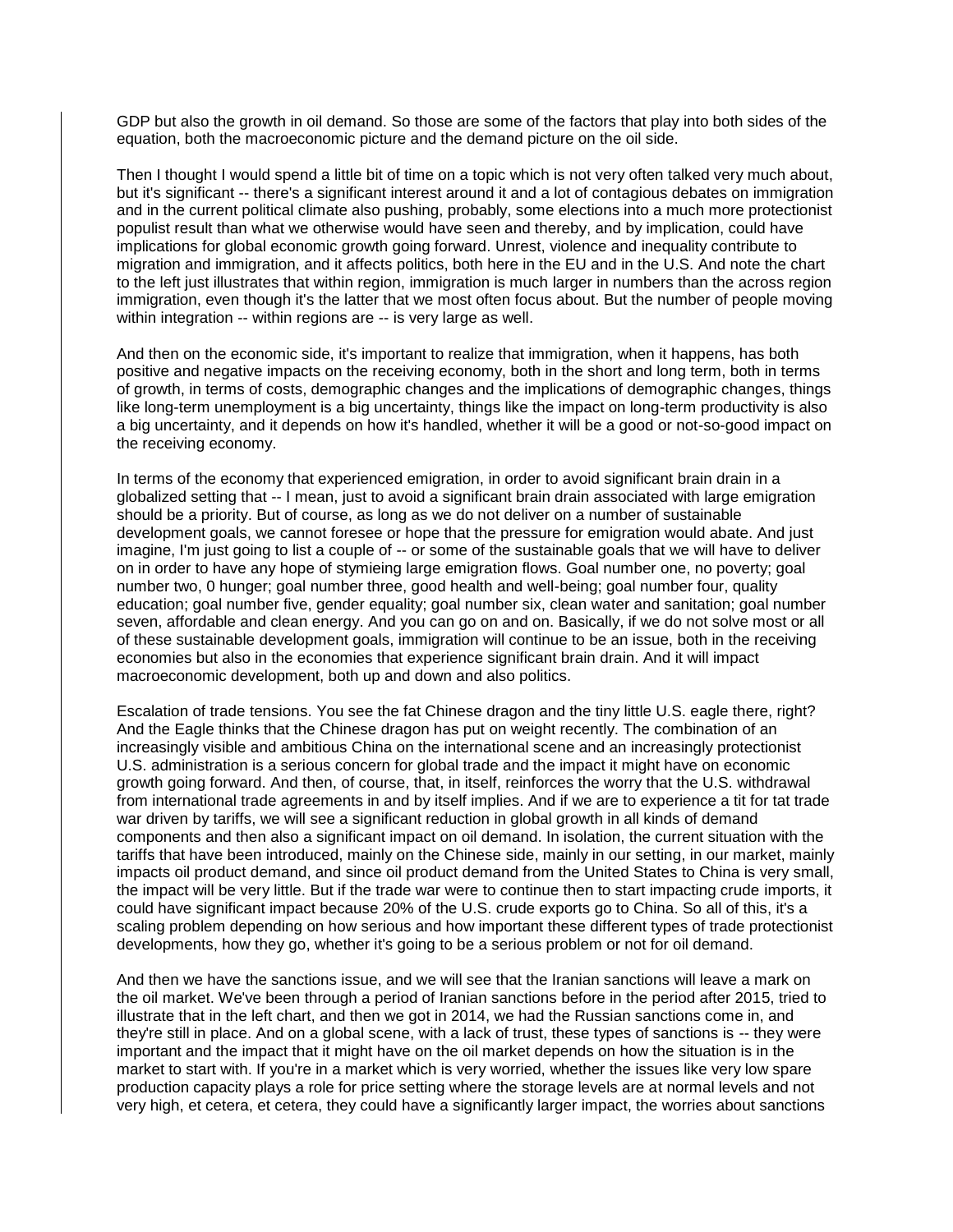GDP but also the growth in oil demand. So those are some of the factors that play into both sides of the equation, both the macroeconomic picture and the demand picture on the oil side.

Then I thought I would spend a little bit of time on a topic which is not very often talked very much about, but it's significant -- there's a significant interest around it and a lot of contagious debates on immigration and in the current political climate also pushing, probably, some elections into a much more protectionist populist result than what we otherwise would have seen and thereby, and by implication, could have implications for global economic growth going forward. Unrest, violence and inequality contribute to migration and immigration, and it affects politics, both here in the EU and in the U.S. And note the chart to the left just illustrates that within region, immigration is much larger in numbers than the across region immigration, even though it's the latter that we most often focus about. But the number of people moving within integration -- within regions are -- is very large as well.

And then on the economic side, it's important to realize that immigration, when it happens, has both positive and negative impacts on the receiving economy, both in the short and long term, both in terms of growth, in terms of costs, demographic changes and the implications of demographic changes, things like long-term unemployment is a big uncertainty, things like the impact on long-term productivity is also a big uncertainty, and it depends on how it's handled, whether it will be a good or not-so-good impact on the receiving economy.

In terms of the economy that experienced emigration, in order to avoid significant brain drain in a globalized setting that -- I mean, just to avoid a significant brain drain associated with large emigration should be a priority. But of course, as long as we do not deliver on a number of sustainable development goals, we cannot foresee or hope that the pressure for emigration would abate. And just imagine, I'm just going to list a couple of -- or some of the sustainable goals that we will have to deliver on in order to have any hope of stymieing large emigration flows. Goal number one, no poverty; goal number two, 0 hunger; goal number three, good health and well-being; goal number four, quality education; goal number five, gender equality; goal number six, clean water and sanitation; goal number seven, affordable and clean energy. And you can go on and on. Basically, if we do not solve most or all of these sustainable development goals, immigration will continue to be an issue, both in the receiving economies but also in the economies that experience significant brain drain. And it will impact macroeconomic development, both up and down and also politics.

Escalation of trade tensions. You see the fat Chinese dragon and the tiny little U.S. eagle there, right? And the Eagle thinks that the Chinese dragon has put on weight recently. The combination of an increasingly visible and ambitious China on the international scene and an increasingly protectionist U.S. administration is a serious concern for global trade and the impact it might have on economic growth going forward. And then, of course, that, in itself, reinforces the worry that the U.S. withdrawal from international trade agreements in and by itself implies. And if we are to experience a tit for tat trade war driven by tariffs, we will see a significant reduction in global growth in all kinds of demand components and then also a significant impact on oil demand. In isolation, the current situation with the tariffs that have been introduced, mainly on the Chinese side, mainly in our setting, in our market, mainly impacts oil product demand, and since oil product demand from the United States to China is very small, the impact will be very little. But if the trade war were to continue then to start impacting crude imports, it could have significant impact because 20% of the U.S. crude exports go to China. So all of this, it's a scaling problem depending on how serious and how important these different types of trade protectionist developments, how they go, whether it's going to be a serious problem or not for oil demand.

And then we have the sanctions issue, and we will see that the Iranian sanctions will leave a mark on the oil market. We've been through a period of Iranian sanctions before in the period after 2015, tried to illustrate that in the left chart, and then we got in 2014, we had the Russian sanctions come in, and they're still in place. And on a global scene, with a lack of trust, these types of sanctions is -- they were important and the impact that it might have on the oil market depends on how the situation is in the market to start with. If you're in a market which is very worried, whether the issues like very low spare production capacity plays a role for price setting where the storage levels are at normal levels and not very high, et cetera, et cetera, they could have a significantly larger impact, the worries about sanctions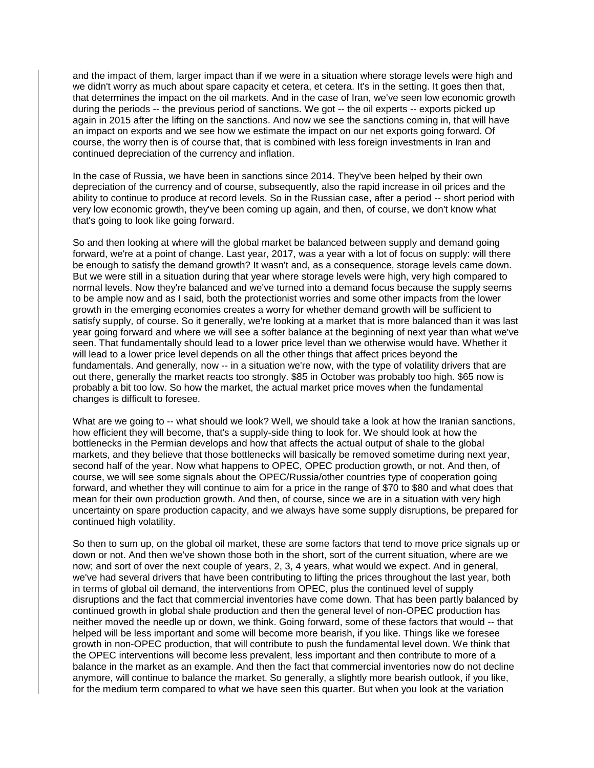and the impact of them, larger impact than if we were in a situation where storage levels were high and we didn't worry as much about spare capacity et cetera, et cetera. It's in the setting. It goes then that, that determines the impact on the oil markets. And in the case of Iran, we've seen low economic growth during the periods -- the previous period of sanctions. We got -- the oil experts -- exports picked up again in 2015 after the lifting on the sanctions. And now we see the sanctions coming in, that will have an impact on exports and we see how we estimate the impact on our net exports going forward. Of course, the worry then is of course that, that is combined with less foreign investments in Iran and continued depreciation of the currency and inflation.

In the case of Russia, we have been in sanctions since 2014. They've been helped by their own depreciation of the currency and of course, subsequently, also the rapid increase in oil prices and the ability to continue to produce at record levels. So in the Russian case, after a period -- short period with very low economic growth, they've been coming up again, and then, of course, we don't know what that's going to look like going forward.

So and then looking at where will the global market be balanced between supply and demand going forward, we're at a point of change. Last year, 2017, was a year with a lot of focus on supply: will there be enough to satisfy the demand growth? It wasn't and, as a consequence, storage levels came down. But we were still in a situation during that year where storage levels were high, very high compared to normal levels. Now they're balanced and we've turned into a demand focus because the supply seems to be ample now and as I said, both the protectionist worries and some other impacts from the lower growth in the emerging economies creates a worry for whether demand growth will be sufficient to satisfy supply, of course. So it generally, we're looking at a market that is more balanced than it was last year going forward and where we will see a softer balance at the beginning of next year than what we've seen. That fundamentally should lead to a lower price level than we otherwise would have. Whether it will lead to a lower price level depends on all the other things that affect prices beyond the fundamentals. And generally, now -- in a situation we're now, with the type of volatility drivers that are out there, generally the market reacts too strongly. $85 in October was probably too high. $65 now is probably a bit too low. So how the market, the actual market price moves when the fundamental changes is difficult to foresee.

What are we going to -- what should we look? Well, we should take a look at how the Iranian sanctions, how efficient they will become, that's a supply-side thing to look for. We should look at how the bottlenecks in the Permian develops and how that affects the actual output of shale to the global markets, and they believe that those bottlenecks will basically be removed sometime during next year, second half of the year. Now what happens to OPEC, OPEC production growth, or not. And then, of course, we will see some signals about the OPEC/Russia/other countries type of cooperation going forward, and whether they will continue to aim for a price in the range of $70 to $80 and what does that mean for their own production growth. And then, of course, since we are in a situation with very high uncertainty on spare production capacity, and we always have some supply disruptions, be prepared for continued high volatility.

So then to sum up, on the global oil market, these are some factors that tend to move price signals up or down or not. And then we've shown those both in the short, sort of the current situation, where are we now; and sort of over the next couple of years, 2, 3, 4 years, what would we expect. And in general, we've had several drivers that have been contributing to lifting the prices throughout the last year, both in terms of global oil demand, the interventions from OPEC, plus the continued level of supply disruptions and the fact that commercial inventories have come down. That has been partly balanced by continued growth in global shale production and then the general level of non-OPEC production has neither moved the needle up or down, we think. Going forward, some of these factors that would -- that helped will be less important and some will become more bearish, if you like. Things like we foresee growth in non-OPEC production, that will contribute to push the fundamental level down. We think that the OPEC interventions will become less prevalent, less important and then contribute to more of a balance in the market as an example. And then the fact that commercial inventories now do not decline anymore, will continue to balance the market. So generally, a slightly more bearish outlook, if you like, for the medium term compared to what we have seen this quarter. But when you look at the variation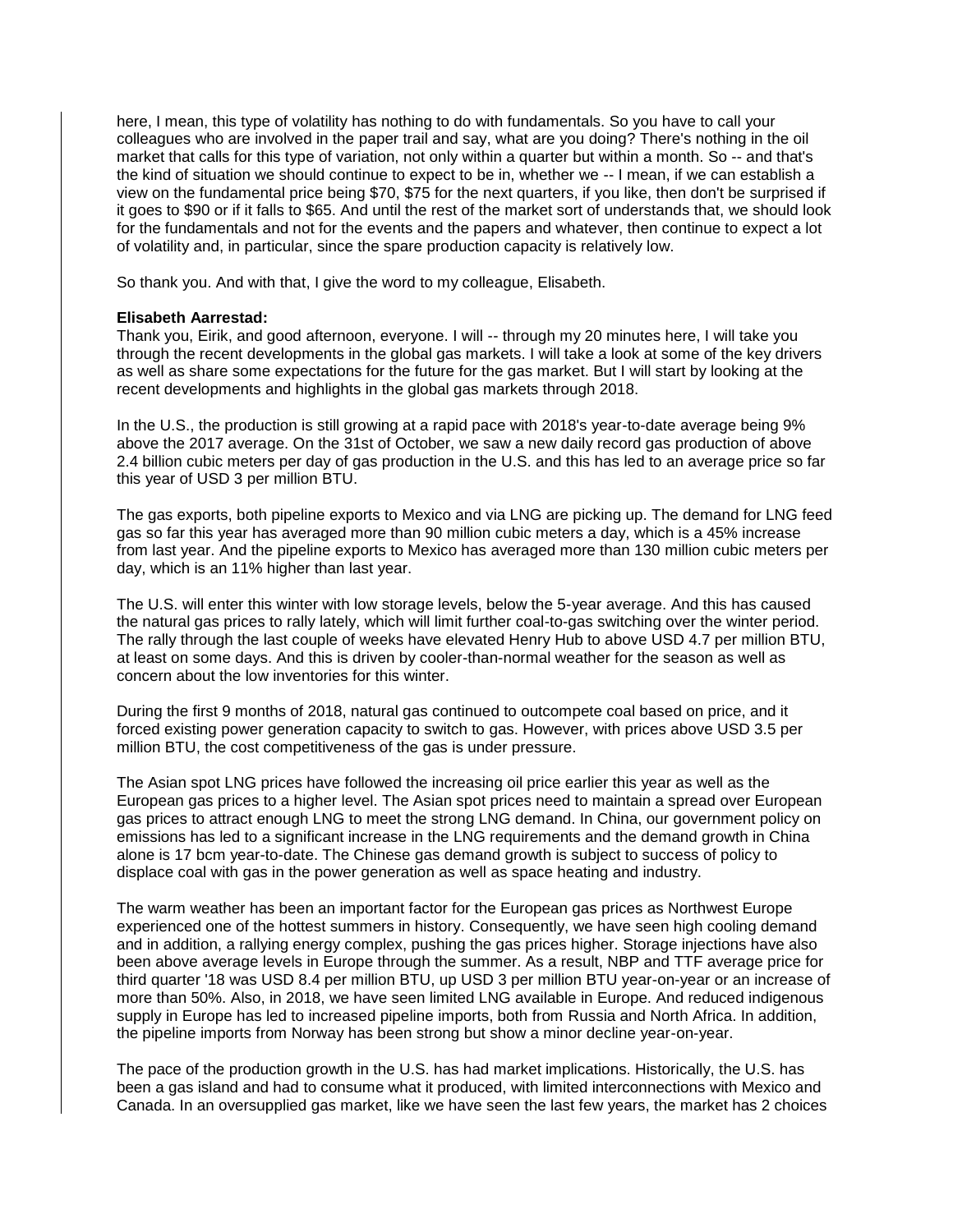here, I mean, this type of volatility has nothing to do with fundamentals. So you have to call your colleagues who are involved in the paper trail and say, what are you doing? There's nothing in the oil market that calls for this type of variation, not only within a quarter but within a month. So -- and that's the kind of situation we should continue to expect to be in, whether we -- I mean, if we can establish a view on the fundamental price being $70, $75 for the next quarters, if you like, then don't be surprised if it goes to $90 or if it falls to $65. And until the rest of the market sort of understands that, we should look for the fundamentals and not for the events and the papers and whatever, then continue to expect a lot of volatility and, in particular, since the spare production capacity is relatively low.

So thank you. And with that, I give the word to my colleague, Elisabeth.

**Elisabeth Aarrestad:**
Thank you, Eirik, and good afternoon, everyone. I will -- through my 20 minutes here, I will take you through the recent developments in the global gas markets. I will take a look at some of the key drivers as well as share some expectations for the future for the gas market. But I will start by looking at the recent developments and highlights in the global gas markets through 2018.

In the U.S., the production is still growing at a rapid pace with 2018's year-to-date average being 9% above the 2017 average. On the 31st of October, we saw a new daily record gas production of above 2.4 billion cubic meters per day of gas production in the U.S. and this has led to an average price so far this year of USD 3 per million BTU.

The gas exports, both pipeline exports to Mexico and via LNG are picking up. The demand for LNG feed gas so far this year has averaged more than 90 million cubic meters a day, which is a 45% increase from last year. And the pipeline exports to Mexico has averaged more than 130 million cubic meters per day, which is an 11% higher than last year.

The U.S. will enter this winter with low storage levels, below the 5-year average. And this has caused the natural gas prices to rally lately, which will limit further coal-to-gas switching over the winter period. The rally through the last couple of weeks have elevated Henry Hub to above USD 4.7 per million BTU, at least on some days. And this is driven by cooler-than-normal weather for the season as well as concern about the low inventories for this winter.

During the first 9 months of 2018, natural gas continued to outcompete coal based on price, and it forced existing power generation capacity to switch to gas. However, with prices above USD 3.5 per million BTU, the cost competitiveness of the gas is under pressure.

The Asian spot LNG prices have followed the increasing oil price earlier this year as well as the European gas prices to a higher level. The Asian spot prices need to maintain a spread over European gas prices to attract enough LNG to meet the strong LNG demand. In China, our government policy on emissions has led to a significant increase in the LNG requirements and the demand growth in China alone is 17 bcm year-to-date. The Chinese gas demand growth is subject to success of policy to displace coal with gas in the power generation as well as space heating and industry.

The warm weather has been an important factor for the European gas prices as Northwest Europe experienced one of the hottest summers in history. Consequently, we have seen high cooling demand and in addition, a rallying energy complex, pushing the gas prices higher. Storage injections have also been above average levels in Europe through the summer. As a result, NBP and TTF average price for third quarter '18 was USD 8.4 per million BTU, up USD 3 per million BTU year-on-year or an increase of more than 50%. Also, in 2018, we have seen limited LNG available in Europe. And reduced indigenous supply in Europe has led to increased pipeline imports, both from Russia and North Africa. In addition, the pipeline imports from Norway has been strong but show a minor decline year-on-year.

The pace of the production growth in the U.S. has had market implications. Historically, the U.S. has been a gas island and had to consume what it produced, with limited interconnections with Mexico and Canada. In an oversupplied gas market, like we have seen the last few years, the market has 2 choices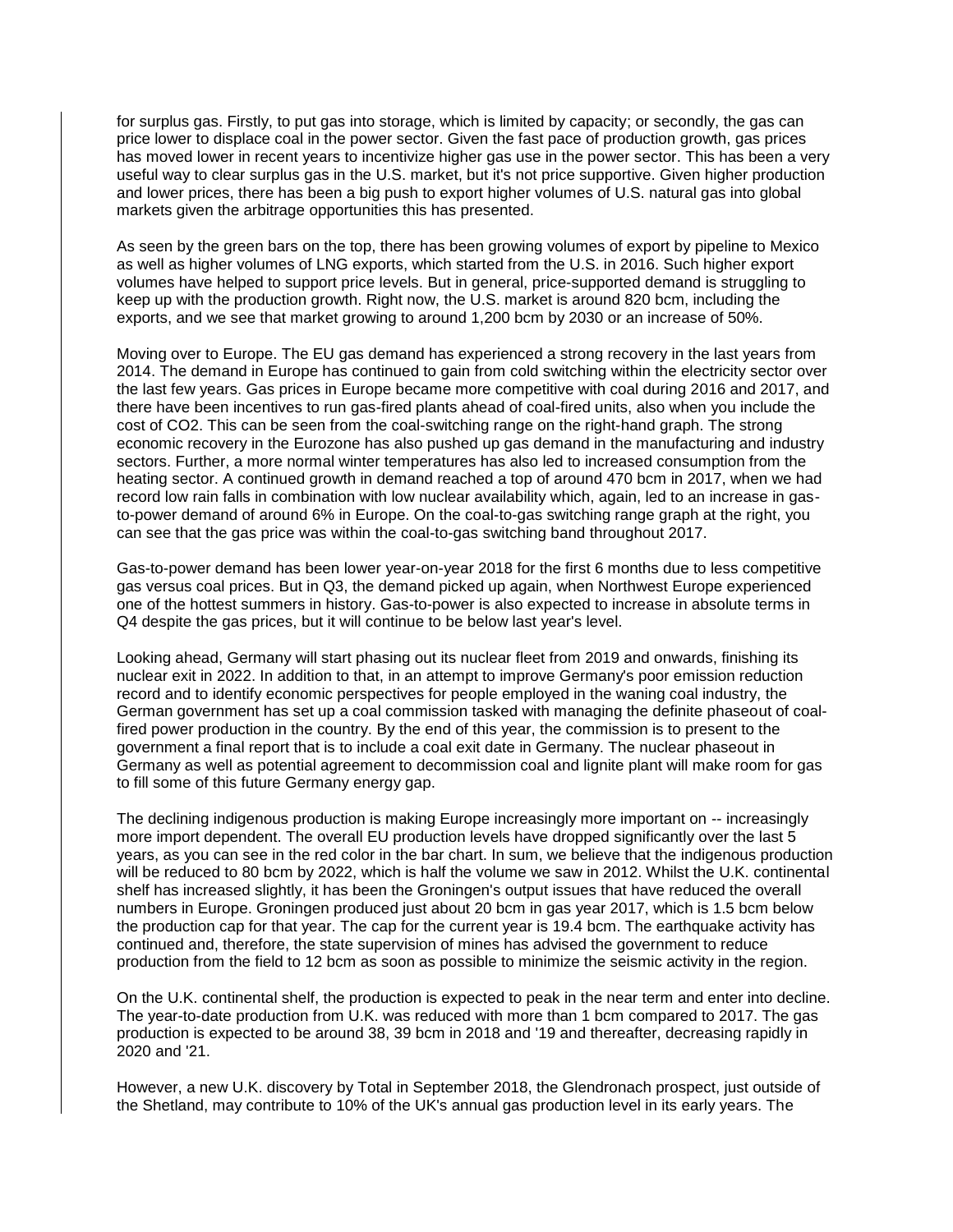for surplus gas. Firstly, to put gas into storage, which is limited by capacity; or secondly, the gas can price lower to displace coal in the power sector. Given the fast pace of production growth, gas prices has moved lower in recent years to incentivize higher gas use in the power sector. This has been a very useful way to clear surplus gas in the U.S. market, but it's not price supportive. Given higher production and lower prices, there has been a big push to export higher volumes of U.S. natural gas into global markets given the arbitrage opportunities this has presented.

As seen by the green bars on the top, there has been growing volumes of export by pipeline to Mexico as well as higher volumes of LNG exports, which started from the U.S. in 2016. Such higher export volumes have helped to support price levels. But in general, price-supported demand is struggling to keep up with the production growth. Right now, the U.S. market is around 820 bcm, including the exports, and we see that market growing to around 1,200 bcm by 2030 or an increase of 50%.

Moving over to Europe. The EU gas demand has experienced a strong recovery in the last years from 2014. The demand in Europe has continued to gain from cold switching within the electricity sector over the last few years. Gas prices in Europe became more competitive with coal during 2016 and 2017, and there have been incentives to run gas-fired plants ahead of coal-fired units, also when you include the cost of CO2. This can be seen from the coal-switching range on the right-hand graph. The strong economic recovery in the Eurozone has also pushed up gas demand in the manufacturing and industry sectors. Further, a more normal winter temperatures has also led to increased consumption from the heating sector. A continued growth in demand reached a top of around 470 bcm in 2017, when we had record low rain falls in combination with low nuclear availability which, again, led to an increase in gas-to-power demand of around 6% in Europe. On the coal-to-gas switching range graph at the right, you can see that the gas price was within the coal-to-gas switching band throughout 2017.

Gas-to-power demand has been lower year-on-year 2018 for the first 6 months due to less competitive gas versus coal prices. But in Q3, the demand picked up again, when Northwest Europe experienced one of the hottest summers in history. Gas-to-power is also expected to increase in absolute terms in Q4 despite the gas prices, but it will continue to be below last year's level.

Looking ahead, Germany will start phasing out its nuclear fleet from 2019 and onwards, finishing its nuclear exit in 2022. In addition to that, in an attempt to improve Germany's poor emission reduction record and to identify economic perspectives for people employed in the waning coal industry, the German government has set up a coal commission tasked with managing the definite phaseout of coal-fired power production in the country. By the end of this year, the commission is to present to the government a final report that is to include a coal exit date in Germany. The nuclear phaseout in Germany as well as potential agreement to decommission coal and lignite plant will make room for gas to fill some of this future Germany energy gap.

The declining indigenous production is making Europe increasingly more important on -- increasingly more import dependent. The overall EU production levels have dropped significantly over the last 5 years, as you can see in the red color in the bar chart. In sum, we believe that the indigenous production will be reduced to 80 bcm by 2022, which is half the volume we saw in 2012. Whilst the U.K. continental shelf has increased slightly, it has been the Groningen's output issues that have reduced the overall numbers in Europe. Groningen produced just about 20 bcm in gas year 2017, which is 1.5 bcm below the production cap for that year. The cap for the current year is 19.4 bcm. The earthquake activity has continued and, therefore, the state supervision of mines has advised the government to reduce production from the field to 12 bcm as soon as possible to minimize the seismic activity in the region.

On the U.K. continental shelf, the production is expected to peak in the near term and enter into decline. The year-to-date production from U.K. was reduced with more than 1 bcm compared to 2017. The gas production is expected to be around 38, 39 bcm in 2018 and '19 and thereafter, decreasing rapidly in 2020 and '21.

However, a new U.K. discovery by Total in September 2018, the Glendronach prospect, just outside of the Shetland, may contribute to 10% of the UK's annual gas production level in its early years. The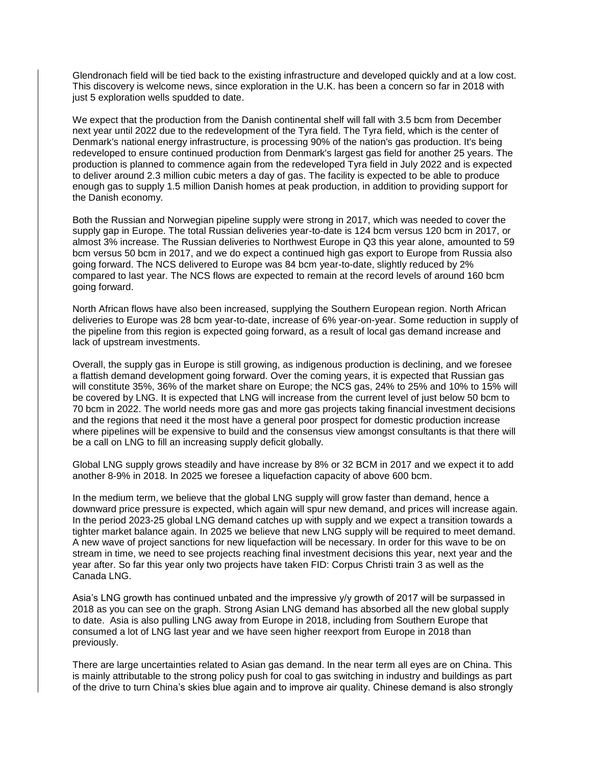Glendronach field will be tied back to the existing infrastructure and developed quickly and at a low cost. This discovery is welcome news, since exploration in the U.K. has been a concern so far in 2018 with just 5 exploration wells spudded to date.

We expect that the production from the Danish continental shelf will fall with 3.5 bcm from December next year until 2022 due to the redevelopment of the Tyra field. The Tyra field, which is the center of Denmark's national energy infrastructure, is processing 90% of the nation's gas production. It's being redeveloped to ensure continued production from Denmark's largest gas field for another 25 years. The production is planned to commence again from the redeveloped Tyra field in July 2022 and is expected to deliver around 2.3 million cubic meters a day of gas. The facility is expected to be able to produce enough gas to supply 1.5 million Danish homes at peak production, in addition to providing support for the Danish economy.

Both the Russian and Norwegian pipeline supply were strong in 2017, which was needed to cover the supply gap in Europe. The total Russian deliveries year-to-date is 124 bcm versus 120 bcm in 2017, or almost 3% increase. The Russian deliveries to Northwest Europe in Q3 this year alone, amounted to 59 bcm versus 50 bcm in 2017, and we do expect a continued high gas export to Europe from Russia also going forward. The NCS delivered to Europe was 84 bcm year-to-date, slightly reduced by 2% compared to last year. The NCS flows are expected to remain at the record levels of around 160 bcm going forward.

North African flows have also been increased, supplying the Southern European region. North African deliveries to Europe was 28 bcm year-to-date, increase of 6% year-on-year. Some reduction in supply of the pipeline from this region is expected going forward, as a result of local gas demand increase and lack of upstream investments.

Overall, the supply gas in Europe is still growing, as indigenous production is declining, and we foresee a flattish demand development going forward. Over the coming years, it is expected that Russian gas will constitute 35%, 36% of the market share on Europe; the NCS gas, 24% to 25% and 10% to 15% will be covered by LNG. It is expected that LNG will increase from the current level of just below 50 bcm to 70 bcm in 2022. The world needs more gas and more gas projects taking financial investment decisions and the regions that need it the most have a general poor prospect for domestic production increase where pipelines will be expensive to build and the consensus view amongst consultants is that there will be a call on LNG to fill an increasing supply deficit globally.

Global LNG supply grows steadily and have increase by 8% or 32 BCM in 2017 and we expect it to add another 8-9% in 2018. In 2025 we foresee a liquefaction capacity of above 600 bcm.

In the medium term, we believe that the global LNG supply will grow faster than demand, hence a downward price pressure is expected, which again will spur new demand, and prices will increase again. In the period 2023-25 global LNG demand catches up with supply and we expect a transition towards a tighter market balance again. In 2025 we believe that new LNG supply will be required to meet demand. A new wave of project sanctions for new liquefaction will be necessary. In order for this wave to be on stream in time, we need to see projects reaching final investment decisions this year, next year and the year after. So far this year only two projects have taken FID: Corpus Christi train 3 as well as the Canada LNG.

Asia's LNG growth has continued unbated and the impressive y/y growth of 2017 will be surpassed in 2018 as you can see on the graph. Strong Asian LNG demand has absorbed all the new global supply to date. Asia is also pulling LNG away from Europe in 2018, including from Southern Europe that consumed a lot of LNG last year and we have seen higher reexport from Europe in 2018 than previously.

There are large uncertainties related to Asian gas demand. In the near term all eyes are on China. This is mainly attributable to the strong policy push for coal to gas switching in industry and buildings as part of the drive to turn China's skies blue again and to improve air quality. Chinese demand is also strongly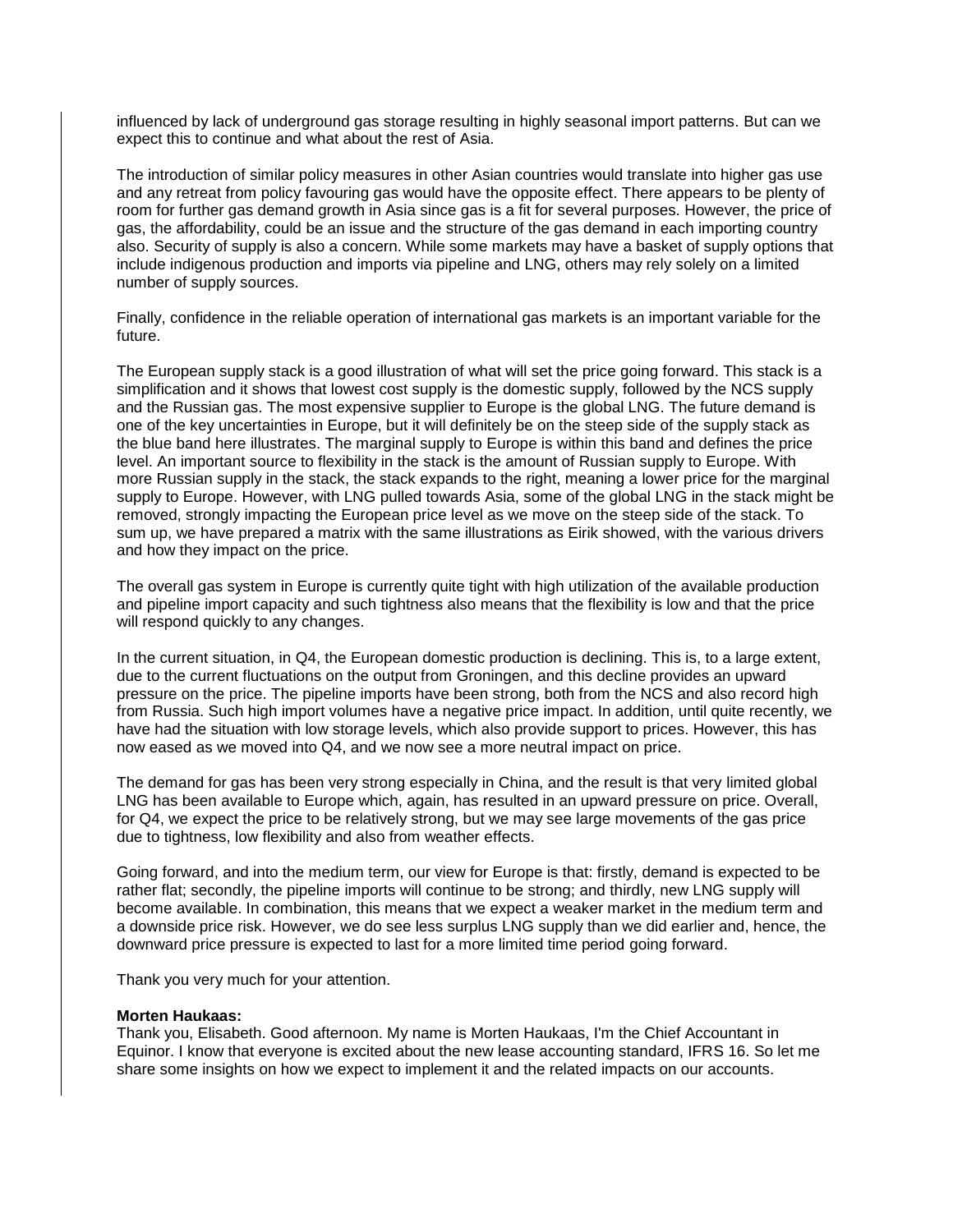influenced by lack of underground gas storage resulting in highly seasonal import patterns. But can we expect this to continue and what about the rest of Asia.

The introduction of similar policy measures in other Asian countries would translate into higher gas use and any retreat from policy favouring gas would have the opposite effect. There appears to be plenty of room for further gas demand growth in Asia since gas is a fit for several purposes. However, the price of gas, the affordability, could be an issue and the structure of the gas demand in each importing country also. Security of supply is also a concern. While some markets may have a basket of supply options that include indigenous production and imports via pipeline and LNG, others may rely solely on a limited number of supply sources.

Finally, confidence in the reliable operation of international gas markets is an important variable for the future.

The European supply stack is a good illustration of what will set the price going forward. This stack is a simplification and it shows that lowest cost supply is the domestic supply, followed by the NCS supply and the Russian gas. The most expensive supplier to Europe is the global LNG. The future demand is one of the key uncertainties in Europe, but it will definitely be on the steep side of the supply stack as the blue band here illustrates. The marginal supply to Europe is within this band and defines the price level. An important source to flexibility in the stack is the amount of Russian supply to Europe. With more Russian supply in the stack, the stack expands to the right, meaning a lower price for the marginal supply to Europe. However, with LNG pulled towards Asia, some of the global LNG in the stack might be removed, strongly impacting the European price level as we move on the steep side of the stack. To sum up, we have prepared a matrix with the same illustrations as Eirik showed, with the various drivers and how they impact on the price.

The overall gas system in Europe is currently quite tight with high utilization of the available production and pipeline import capacity and such tightness also means that the flexibility is low and that the price will respond quickly to any changes.

In the current situation, in Q4, the European domestic production is declining. This is, to a large extent, due to the current fluctuations on the output from Groningen, and this decline provides an upward pressure on the price. The pipeline imports have been strong, both from the NCS and also record high from Russia. Such high import volumes have a negative price impact. In addition, until quite recently, we have had the situation with low storage levels, which also provide support to prices. However, this has now eased as we moved into Q4, and we now see a more neutral impact on price.

The demand for gas has been very strong especially in China, and the result is that very limited global LNG has been available to Europe which, again, has resulted in an upward pressure on price. Overall, for Q4, we expect the price to be relatively strong, but we may see large movements of the gas price due to tightness, low flexibility and also from weather effects.

Going forward, and into the medium term, our view for Europe is that: firstly, demand is expected to be rather flat; secondly, the pipeline imports will continue to be strong; and thirdly, new LNG supply will become available. In combination, this means that we expect a weaker market in the medium term and a downside price risk. However, we do see less surplus LNG supply than we did earlier and, hence, the downward price pressure is expected to last for a more limited time period going forward.

Thank you very much for your attention.

**Morten Haukaas:**
Thank you, Elisabeth. Good afternoon. My name is Morten Haukaas, I'm the Chief Accountant in Equinor. I know that everyone is excited about the new lease accounting standard, IFRS 16. So let me share some insights on how we expect to implement it and the related impacts on our accounts.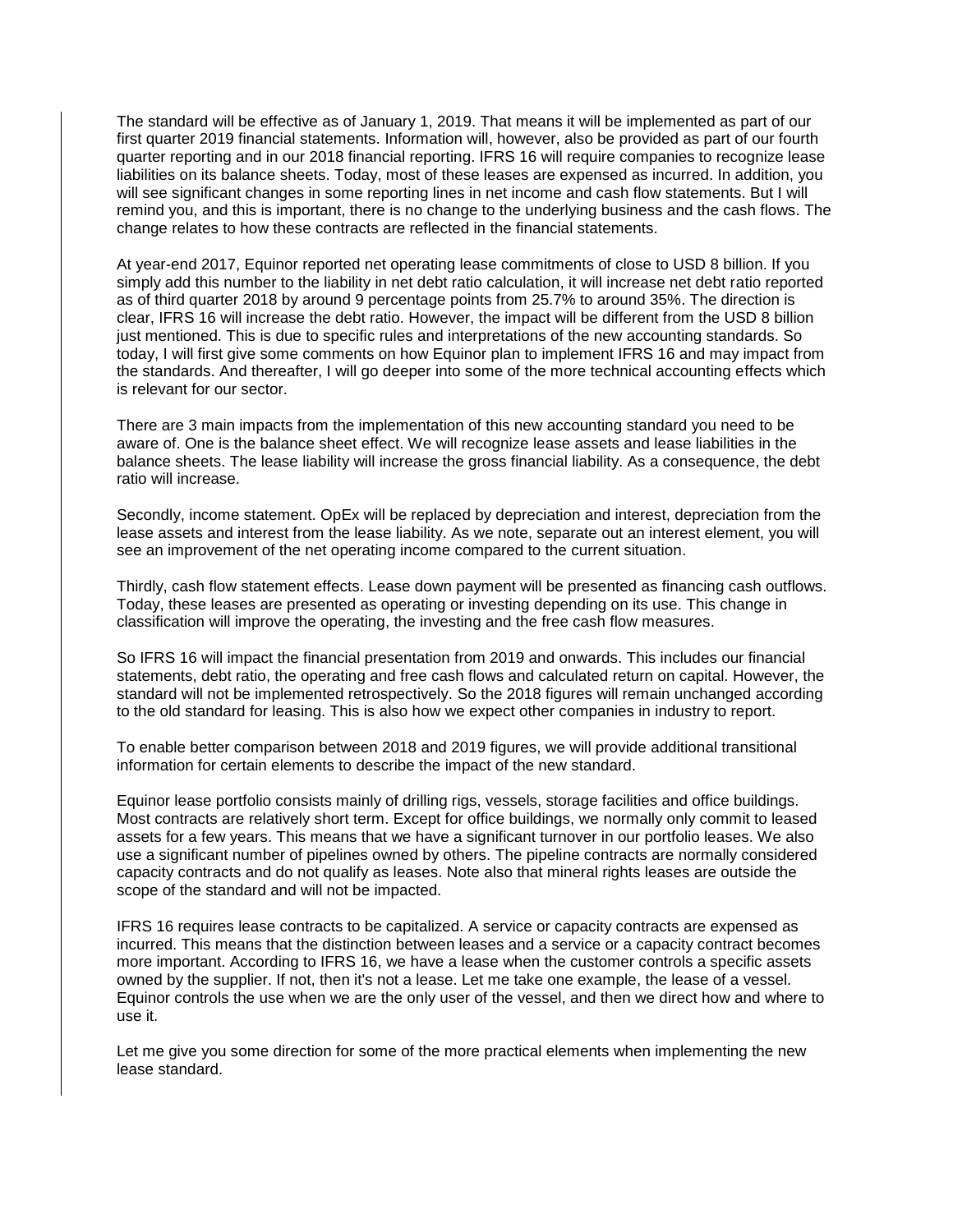The standard will be effective as of January 1, 2019. That means it will be implemented as part of our first quarter 2019 financial statements. Information will, however, also be provided as part of our fourth quarter reporting and in our 2018 financial reporting. IFRS 16 will require companies to recognize lease liabilities on its balance sheets. Today, most of these leases are expensed as incurred. In addition, you will see significant changes in some reporting lines in net income and cash flow statements. But I will remind you, and this is important, there is no change to the underlying business and the cash flows. The change relates to how these contracts are reflected in the financial statements.

At year-end 2017, Equinor reported net operating lease commitments of close to USD 8 billion. If you simply add this number to the liability in net debt ratio calculation, it will increase net debt ratio reported as of third quarter 2018 by around 9 percentage points from 25.7% to around 35%. The direction is clear, IFRS 16 will increase the debt ratio. However, the impact will be different from the USD 8 billion just mentioned. This is due to specific rules and interpretations of the new accounting standards. So today, I will first give some comments on how Equinor plan to implement IFRS 16 and may impact from the standards. And thereafter, I will go deeper into some of the more technical accounting effects which is relevant for our sector.

There are 3 main impacts from the implementation of this new accounting standard you need to be aware of. One is the balance sheet effect. We will recognize lease assets and lease liabilities in the balance sheets. The lease liability will increase the gross financial liability. As a consequence, the debt ratio will increase.

Secondly, income statement. OpEx will be replaced by depreciation and interest, depreciation from the lease assets and interest from the lease liability. As we note, separate out an interest element, you will see an improvement of the net operating income compared to the current situation.

Thirdly, cash flow statement effects. Lease down payment will be presented as financing cash outflows. Today, these leases are presented as operating or investing depending on its use. This change in classification will improve the operating, the investing and the free cash flow measures.

So IFRS 16 will impact the financial presentation from 2019 and onwards. This includes our financial statements, debt ratio, the operating and free cash flows and calculated return on capital. However, the standard will not be implemented retrospectively. So the 2018 figures will remain unchanged according to the old standard for leasing. This is also how we expect other companies in industry to report.

To enable better comparison between 2018 and 2019 figures, we will provide additional transitional information for certain elements to describe the impact of the new standard.

Equinor lease portfolio consists mainly of drilling rigs, vessels, storage facilities and office buildings. Most contracts are relatively short term. Except for office buildings, we normally only commit to leased assets for a few years. This means that we have a significant turnover in our portfolio leases. We also use a significant number of pipelines owned by others. The pipeline contracts are normally considered capacity contracts and do not qualify as leases. Note also that mineral rights leases are outside the scope of the standard and will not be impacted.

IFRS 16 requires lease contracts to be capitalized. A service or capacity contracts are expensed as incurred. This means that the distinction between leases and a service or a capacity contract becomes more important. According to IFRS 16, we have a lease when the customer controls a specific assets owned by the supplier. If not, then it's not a lease. Let me take one example, the lease of a vessel. Equinor controls the use when we are the only user of the vessel, and then we direct how and where to use it.

Let me give you some direction for some of the more practical elements when implementing the new lease standard.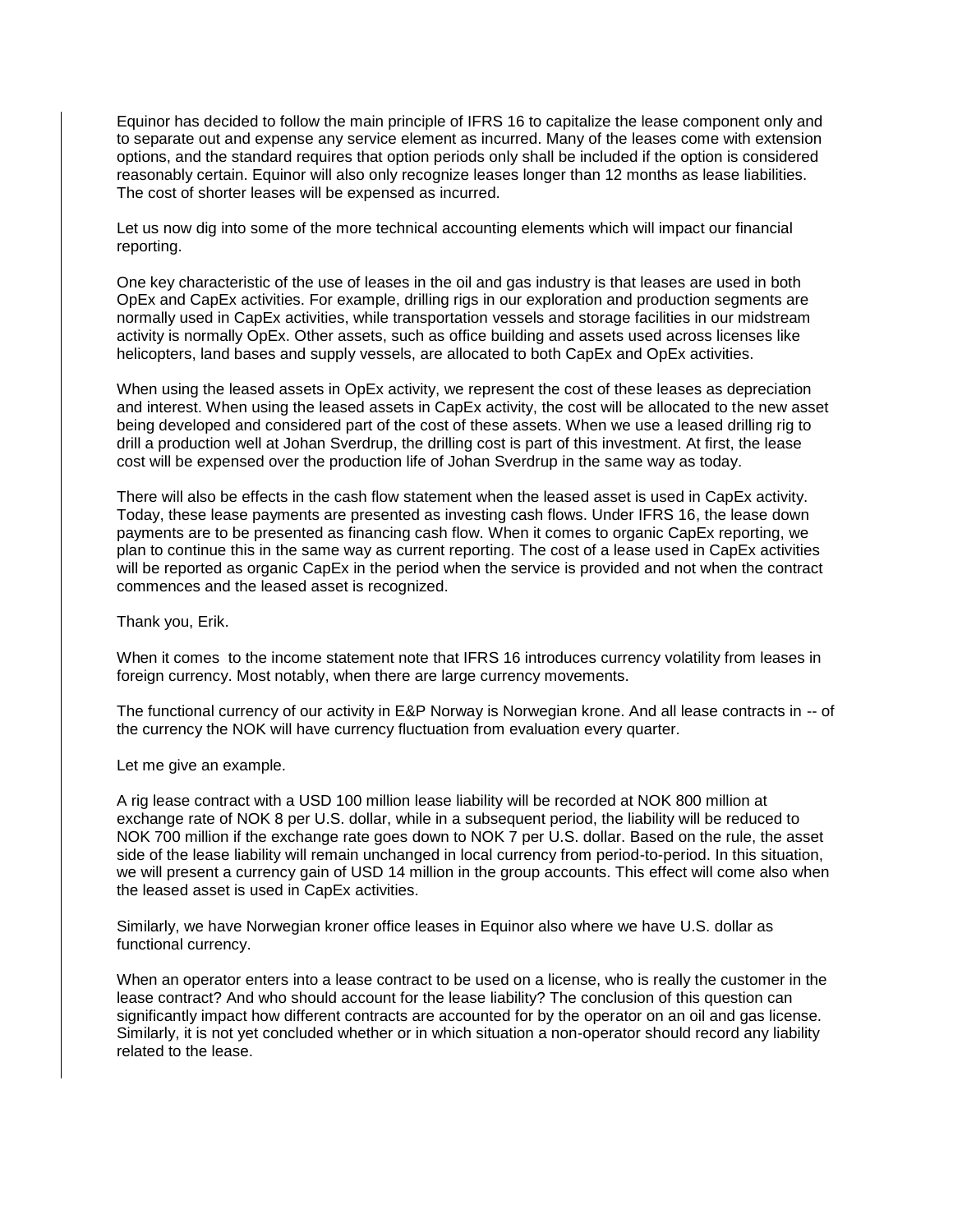Equinor has decided to follow the main principle of IFRS 16 to capitalize the lease component only and to separate out and expense any service element as incurred. Many of the leases come with extension options, and the standard requires that option periods only shall be included if the option is considered reasonably certain. Equinor will also only recognize leases longer than 12 months as lease liabilities. The cost of shorter leases will be expensed as incurred.

Let us now dig into some of the more technical accounting elements which will impact our financial reporting.

One key characteristic of the use of leases in the oil and gas industry is that leases are used in both OpEx and CapEx activities. For example, drilling rigs in our exploration and production segments are normally used in CapEx activities, while transportation vessels and storage facilities in our midstream activity is normally OpEx. Other assets, such as office building and assets used across licenses like helicopters, land bases and supply vessels, are allocated to both CapEx and OpEx activities.

When using the leased assets in OpEx activity, we represent the cost of these leases as depreciation and interest. When using the leased assets in CapEx activity, the cost will be allocated to the new asset being developed and considered part of the cost of these assets. When we use a leased drilling rig to drill a production well at Johan Sverdrup, the drilling cost is part of this investment. At first, the lease cost will be expensed over the production life of Johan Sverdrup in the same way as today.

There will also be effects in the cash flow statement when the leased asset is used in CapEx activity. Today, these lease payments are presented as investing cash flows. Under IFRS 16, the lease down payments are to be presented as financing cash flow. When it comes to organic CapEx reporting, we plan to continue this in the same way as current reporting. The cost of a lease used in CapEx activities will be reported as organic CapEx in the period when the service is provided and not when the contract commences and the leased asset is recognized.

Thank you, Erik.

When it comes to the income statement note that IFRS 16 introduces currency volatility from leases in foreign currency. Most notably, when there are large currency movements.

The functional currency of our activity in E&P Norway is Norwegian krone. And all lease contracts in -- of the currency the NOK will have currency fluctuation from evaluation every quarter.

Let me give an example.

A rig lease contract with a USD 100 million lease liability will be recorded at NOK 800 million at exchange rate of NOK 8 per U.S. dollar, while in a subsequent period, the liability will be reduced to NOK 700 million if the exchange rate goes down to NOK 7 per U.S. dollar. Based on the rule, the asset side of the lease liability will remain unchanged in local currency from period-to-period. In this situation, we will present a currency gain of USD 14 million in the group accounts. This effect will come also when the leased asset is used in CapEx activities.

Similarly, we have Norwegian kroner office leases in Equinor also where we have U.S. dollar as functional currency.

When an operator enters into a lease contract to be used on a license, who is really the customer in the lease contract? And who should account for the lease liability? The conclusion of this question can significantly impact how different contracts are accounted for by the operator on an oil and gas license. Similarly, it is not yet concluded whether or in which situation a non-operator should record any liability related to the lease.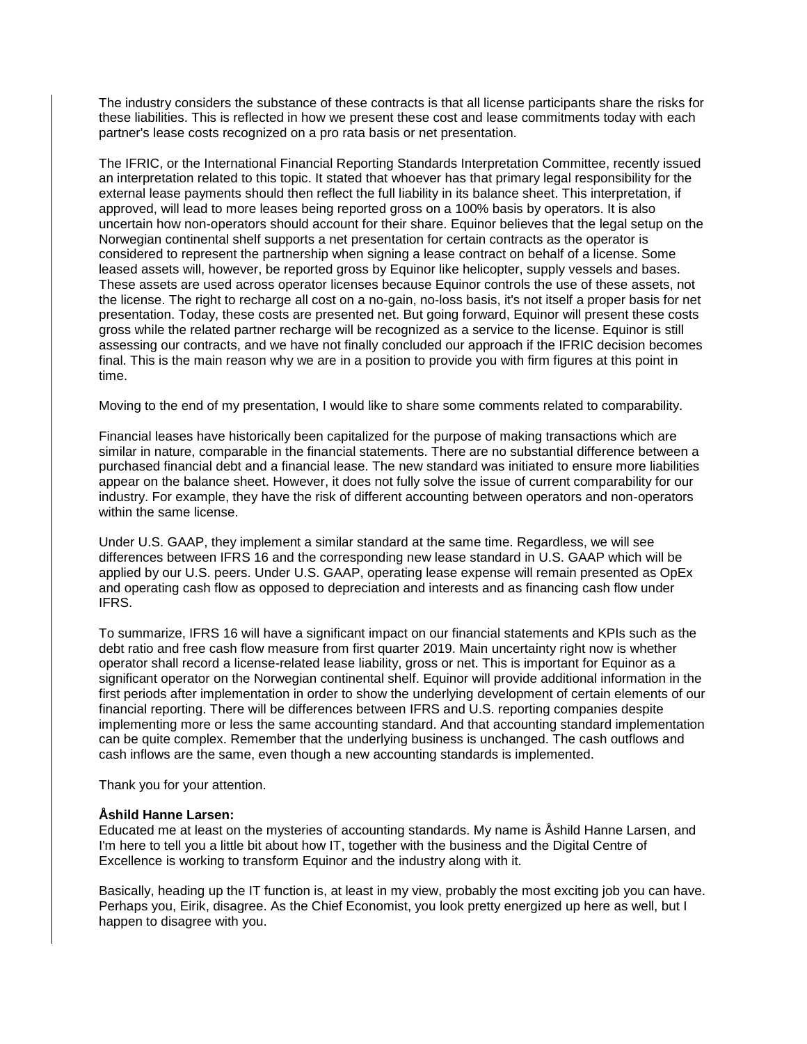The industry considers the substance of these contracts is that all license participants share the risks for these liabilities. This is reflected in how we present these cost and lease commitments today with each partner's lease costs recognized on a pro rata basis or net presentation.

The IFRIC, or the International Financial Reporting Standards Interpretation Committee, recently issued an interpretation related to this topic. It stated that whoever has that primary legal responsibility for the external lease payments should then reflect the full liability in its balance sheet. This interpretation, if approved, will lead to more leases being reported gross on a 100% basis by operators. It is also uncertain how non-operators should account for their share. Equinor believes that the legal setup on the Norwegian continental shelf supports a net presentation for certain contracts as the operator is considered to represent the partnership when signing a lease contract on behalf of a license. Some leased assets will, however, be reported gross by Equinor like helicopter, supply vessels and bases. These assets are used across operator licenses because Equinor controls the use of these assets, not the license. The right to recharge all cost on a no-gain, no-loss basis, it's not itself a proper basis for net presentation. Today, these costs are presented net. But going forward, Equinor will present these costs gross while the related partner recharge will be recognized as a service to the license. Equinor is still assessing our contracts, and we have not finally concluded our approach if the IFRIC decision becomes final. This is the main reason why we are in a position to provide you with firm figures at this point in time.

Moving to the end of my presentation, I would like to share some comments related to comparability.

Financial leases have historically been capitalized for the purpose of making transactions which are similar in nature, comparable in the financial statements. There are no substantial difference between a purchased financial debt and a financial lease. The new standard was initiated to ensure more liabilities appear on the balance sheet. However, it does not fully solve the issue of current comparability for our industry. For example, they have the risk of different accounting between operators and non-operators within the same license.

Under U.S. GAAP, they implement a similar standard at the same time. Regardless, we will see differences between IFRS 16 and the corresponding new lease standard in U.S. GAAP which will be applied by our U.S. peers. Under U.S. GAAP, operating lease expense will remain presented as OpEx and operating cash flow as opposed to depreciation and interests and as financing cash flow under IFRS.

To summarize, IFRS 16 will have a significant impact on our financial statements and KPIs such as the debt ratio and free cash flow measure from first quarter 2019. Main uncertainty right now is whether operator shall record a license-related lease liability, gross or net. This is important for Equinor as a significant operator on the Norwegian continental shelf. Equinor will provide additional information in the first periods after implementation in order to show the underlying development of certain elements of our financial reporting. There will be differences between IFRS and U.S. reporting companies despite implementing more or less the same accounting standard. And that accounting standard implementation can be quite complex. Remember that the underlying business is unchanged. The cash outflows and cash inflows are the same, even though a new accounting standards is implemented.

Thank you for your attention.

**Åshild Hanne Larsen:**
Educated me at least on the mysteries of accounting standards. My name is Åshild Hanne Larsen, and I'm here to tell you a little bit about how IT, together with the business and the Digital Centre of Excellence is working to transform Equinor and the industry along with it.

Basically, heading up the IT function is, at least in my view, probably the most exciting job you can have. Perhaps you, Eirik, disagree. As the Chief Economist, you look pretty energized up here as well, but I happen to disagree with you.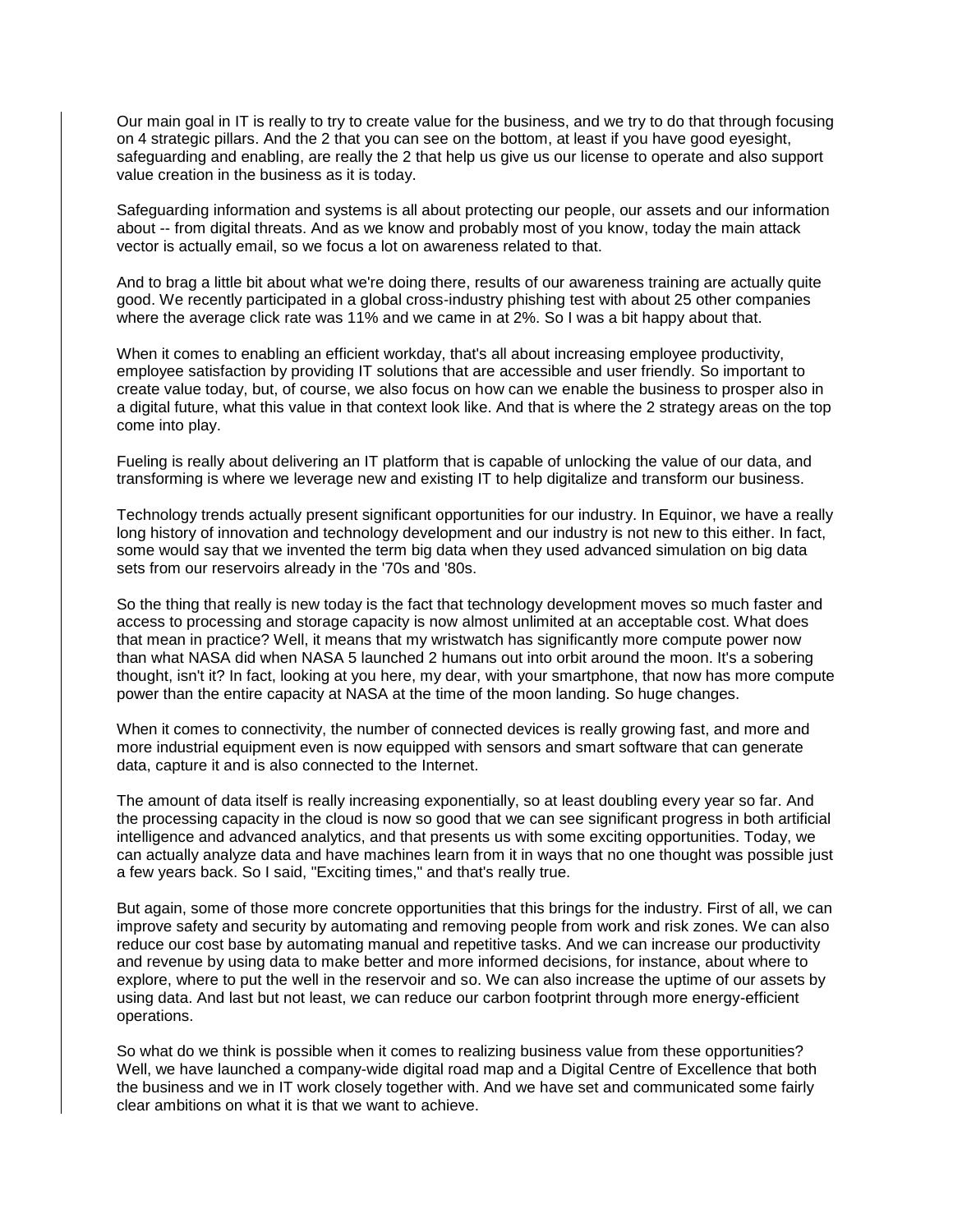Our main goal in IT is really to try to create value for the business, and we try to do that through focusing on 4 strategic pillars. And the 2 that you can see on the bottom, at least if you have good eyesight, safeguarding and enabling, are really the 2 that help us give us our license to operate and also support value creation in the business as it is today.

Safeguarding information and systems is all about protecting our people, our assets and our information about -- from digital threats. And as we know and probably most of you know, today the main attack vector is actually email, so we focus a lot on awareness related to that.

And to brag a little bit about what we're doing there, results of our awareness training are actually quite good. We recently participated in a global cross-industry phishing test with about 25 other companies where the average click rate was 11% and we came in at 2%. So I was a bit happy about that.

When it comes to enabling an efficient workday, that's all about increasing employee productivity, employee satisfaction by providing IT solutions that are accessible and user friendly. So important to create value today, but, of course, we also focus on how can we enable the business to prosper also in a digital future, what this value in that context look like. And that is where the 2 strategy areas on the top come into play.

Fueling is really about delivering an IT platform that is capable of unlocking the value of our data, and transforming is where we leverage new and existing IT to help digitalize and transform our business.

Technology trends actually present significant opportunities for our industry. In Equinor, we have a really long history of innovation and technology development and our industry is not new to this either. In fact, some would say that we invented the term big data when they used advanced simulation on big data sets from our reservoirs already in the '70s and '80s.

So the thing that really is new today is the fact that technology development moves so much faster and access to processing and storage capacity is now almost unlimited at an acceptable cost. What does that mean in practice? Well, it means that my wristwatch has significantly more compute power now than what NASA did when NASA 5 launched 2 humans out into orbit around the moon. It's a sobering thought, isn't it? In fact, looking at you here, my dear, with your smartphone, that now has more compute power than the entire capacity at NASA at the time of the moon landing. So huge changes.

When it comes to connectivity, the number of connected devices is really growing fast, and more and more industrial equipment even is now equipped with sensors and smart software that can generate data, capture it and is also connected to the Internet.

The amount of data itself is really increasing exponentially, so at least doubling every year so far. And the processing capacity in the cloud is now so good that we can see significant progress in both artificial intelligence and advanced analytics, and that presents us with some exciting opportunities. Today, we can actually analyze data and have machines learn from it in ways that no one thought was possible just a few years back. So I said, "Exciting times," and that's really true.

But again, some of those more concrete opportunities that this brings for the industry. First of all, we can improve safety and security by automating and removing people from work and risk zones. We can also reduce our cost base by automating manual and repetitive tasks. And we can increase our productivity and revenue by using data to make better and more informed decisions, for instance, about where to explore, where to put the well in the reservoir and so. We can also increase the uptime of our assets by using data. And last but not least, we can reduce our carbon footprint through more energy-efficient operations.

So what do we think is possible when it comes to realizing business value from these opportunities? Well, we have launched a company-wide digital road map and a Digital Centre of Excellence that both the business and we in IT work closely together with. And we have set and communicated some fairly clear ambitions on what it is that we want to achieve.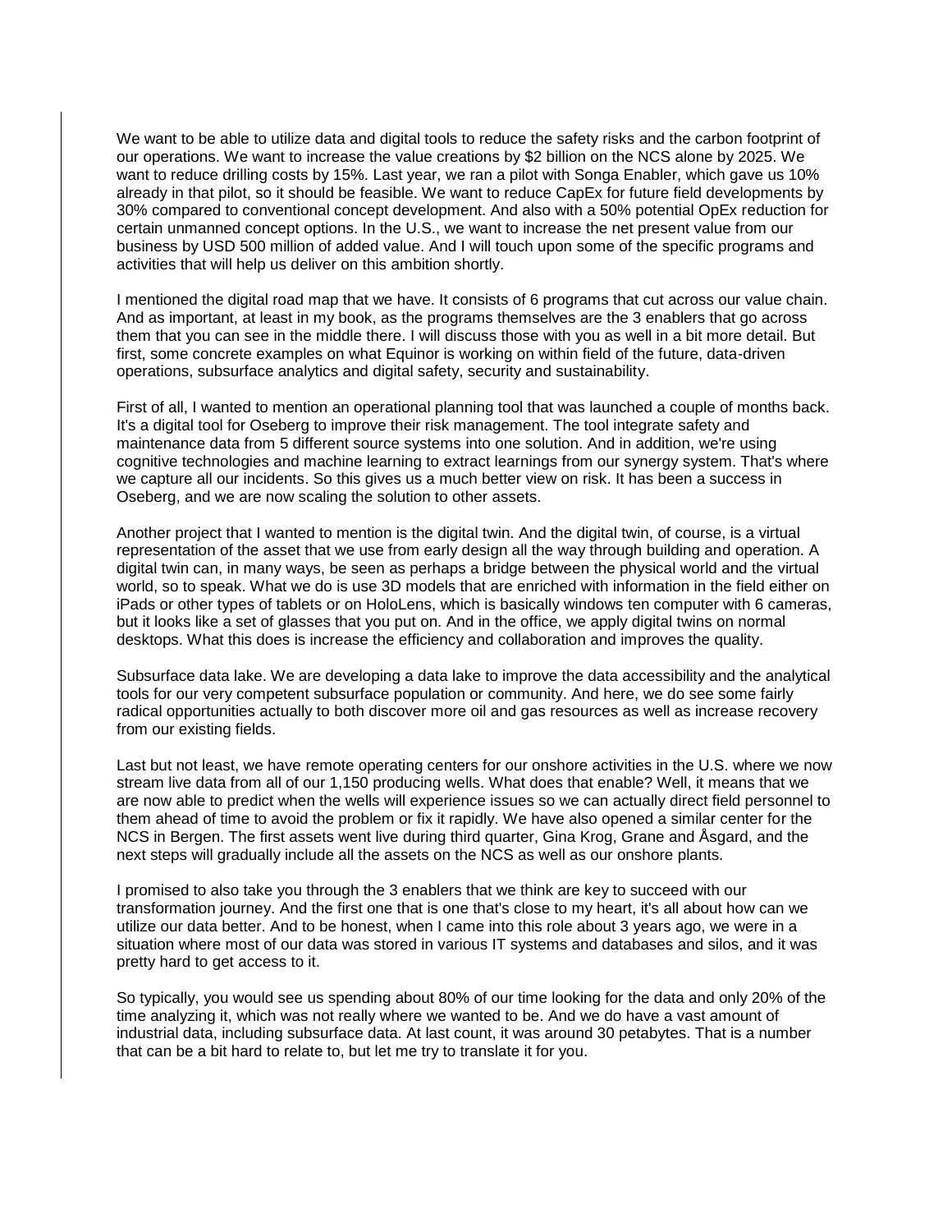We want to be able to utilize data and digital tools to reduce the safety risks and the carbon footprint of our operations. We want to increase the value creations by $2 billion on the NCS alone by 2025. We want to reduce drilling costs by 15%. Last year, we ran a pilot with Songa Enabler, which gave us 10% already in that pilot, so it should be feasible. We want to reduce CapEx for future field developments by 30% compared to conventional concept development. And also with a 50% potential OpEx reduction for certain unmanned concept options. In the U.S., we want to increase the net present value from our business by USD 500 million of added value. And I will touch upon some of the specific programs and activities that will help us deliver on this ambition shortly.

I mentioned the digital road map that we have. It consists of 6 programs that cut across our value chain. And as important, at least in my book, as the programs themselves are the 3 enablers that go across them that you can see in the middle there. I will discuss those with you as well in a bit more detail. But first, some concrete examples on what Equinor is working on within field of the future, data-driven operations, subsurface analytics and digital safety, security and sustainability.

First of all, I wanted to mention an operational planning tool that was launched a couple of months back. It's a digital tool for Oseberg to improve their risk management. The tool integrate safety and maintenance data from 5 different source systems into one solution. And in addition, we're using cognitive technologies and machine learning to extract learnings from our synergy system. That's where we capture all our incidents. So this gives us a much better view on risk. It has been a success in Oseberg, and we are now scaling the solution to other assets.

Another project that I wanted to mention is the digital twin. And the digital twin, of course, is a virtual representation of the asset that we use from early design all the way through building and operation. A digital twin can, in many ways, be seen as perhaps a bridge between the physical world and the virtual world, so to speak. What we do is use 3D models that are enriched with information in the field either on iPads or other types of tablets or on HoloLens, which is basically windows ten computer with 6 cameras, but it looks like a set of glasses that you put on. And in the office, we apply digital twins on normal desktops. What this does is increase the efficiency and collaboration and improves the quality.

Subsurface data lake. We are developing a data lake to improve the data accessibility and the analytical tools for our very competent subsurface population or community. And here, we do see some fairly radical opportunities actually to both discover more oil and gas resources as well as increase recovery from our existing fields.

Last but not least, we have remote operating centers for our onshore activities in the U.S. where we now stream live data from all of our 1,150 producing wells. What does that enable? Well, it means that we are now able to predict when the wells will experience issues so we can actually direct field personnel to them ahead of time to avoid the problem or fix it rapidly. We have also opened a similar center for the NCS in Bergen. The first assets went live during third quarter, Gina Krog, Grane and Åsgard, and the next steps will gradually include all the assets on the NCS as well as our onshore plants.

I promised to also take you through the 3 enablers that we think are key to succeed with our transformation journey. And the first one that is one that's close to my heart, it's all about how can we utilize our data better. And to be honest, when I came into this role about 3 years ago, we were in a situation where most of our data was stored in various IT systems and databases and silos, and it was pretty hard to get access to it.

So typically, you would see us spending about 80% of our time looking for the data and only 20% of the time analyzing it, which was not really where we wanted to be. And we do have a vast amount of industrial data, including subsurface data. At last count, it was around 30 petabytes. That is a number that can be a bit hard to relate to, but let me try to translate it for you.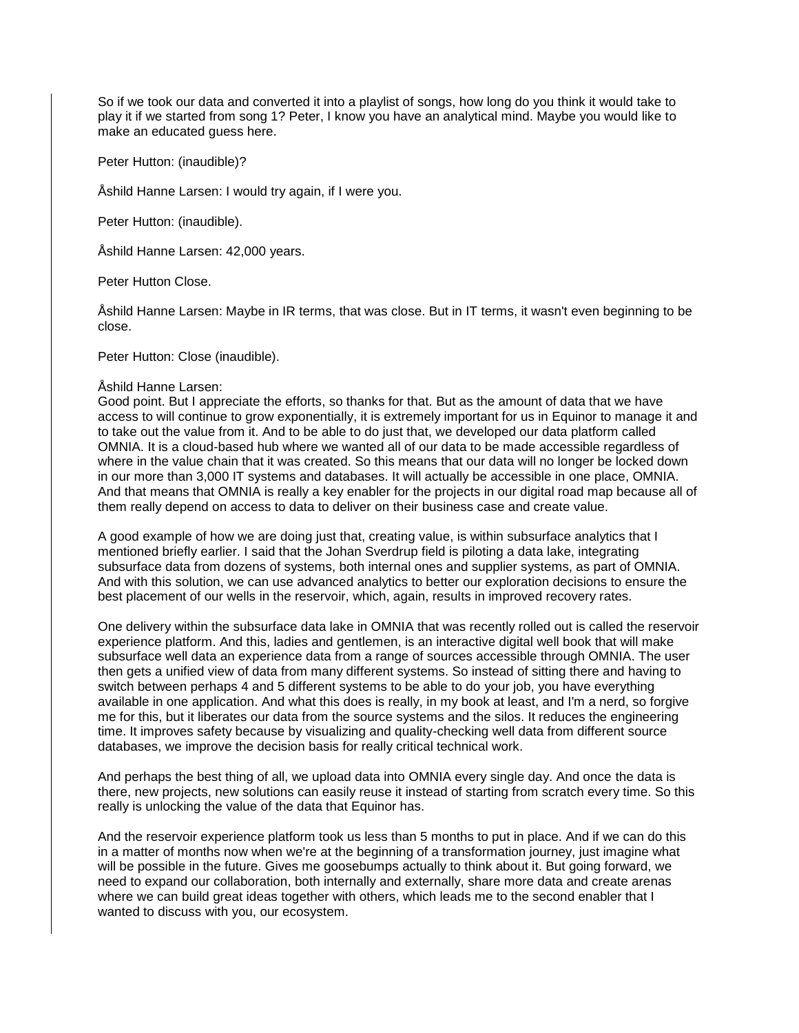So if we took our data and converted it into a playlist of songs, how long do you think it would take to play it if we started from song 1? Peter, I know you have an analytical mind. Maybe you would like to make an educated guess here.

Peter Hutton: (inaudible)?

Åshild Hanne Larsen: I would try again, if I were you.

Peter Hutton: (inaudible).

Åshild Hanne Larsen: 42,000 years.

Peter Hutton Close.

Åshild Hanne Larsen: Maybe in IR terms, that was close. But in IT terms, it wasn't even beginning to be close.

Peter Hutton: Close (inaudible).

Åshild Hanne Larsen:
Good point. But I appreciate the efforts, so thanks for that. But as the amount of data that we have access to will continue to grow exponentially, it is extremely important for us in Equinor to manage it and to take out the value from it. And to be able to do just that, we developed our data platform called OMNIA. It is a cloud-based hub where we wanted all of our data to be made accessible regardless of where in the value chain that it was created. So this means that our data will no longer be locked down in our more than 3,000 IT systems and databases. It will actually be accessible in one place, OMNIA. And that means that OMNIA is really a key enabler for the projects in our digital road map because all of them really depend on access to data to deliver on their business case and create value.

A good example of how we are doing just that, creating value, is within subsurface analytics that I mentioned briefly earlier. I said that the Johan Sverdrup field is piloting a data lake, integrating subsurface data from dozens of systems, both internal ones and supplier systems, as part of OMNIA. And with this solution, we can use advanced analytics to better our exploration decisions to ensure the best placement of our wells in the reservoir, which, again, results in improved recovery rates.

One delivery within the subsurface data lake in OMNIA that was recently rolled out is called the reservoir experience platform. And this, ladies and gentlemen, is an interactive digital well book that will make subsurface well data an experience data from a range of sources accessible through OMNIA. The user then gets a unified view of data from many different systems. So instead of sitting there and having to switch between perhaps 4 and 5 different systems to be able to do your job, you have everything available in one application. And what this does is really, in my book at least, and I'm a nerd, so forgive me for this, but it liberates our data from the source systems and the silos. It reduces the engineering time. It improves safety because by visualizing and quality-checking well data from different source databases, we improve the decision basis for really critical technical work.

And perhaps the best thing of all, we upload data into OMNIA every single day. And once the data is there, new projects, new solutions can easily reuse it instead of starting from scratch every time. So this really is unlocking the value of the data that Equinor has.

And the reservoir experience platform took us less than 5 months to put in place. And if we can do this in a matter of months now when we're at the beginning of a transformation journey, just imagine what will be possible in the future. Gives me goosebumps actually to think about it. But going forward, we need to expand our collaboration, both internally and externally, share more data and create arenas where we can build great ideas together with others, which leads me to the second enabler that I wanted to discuss with you, our ecosystem.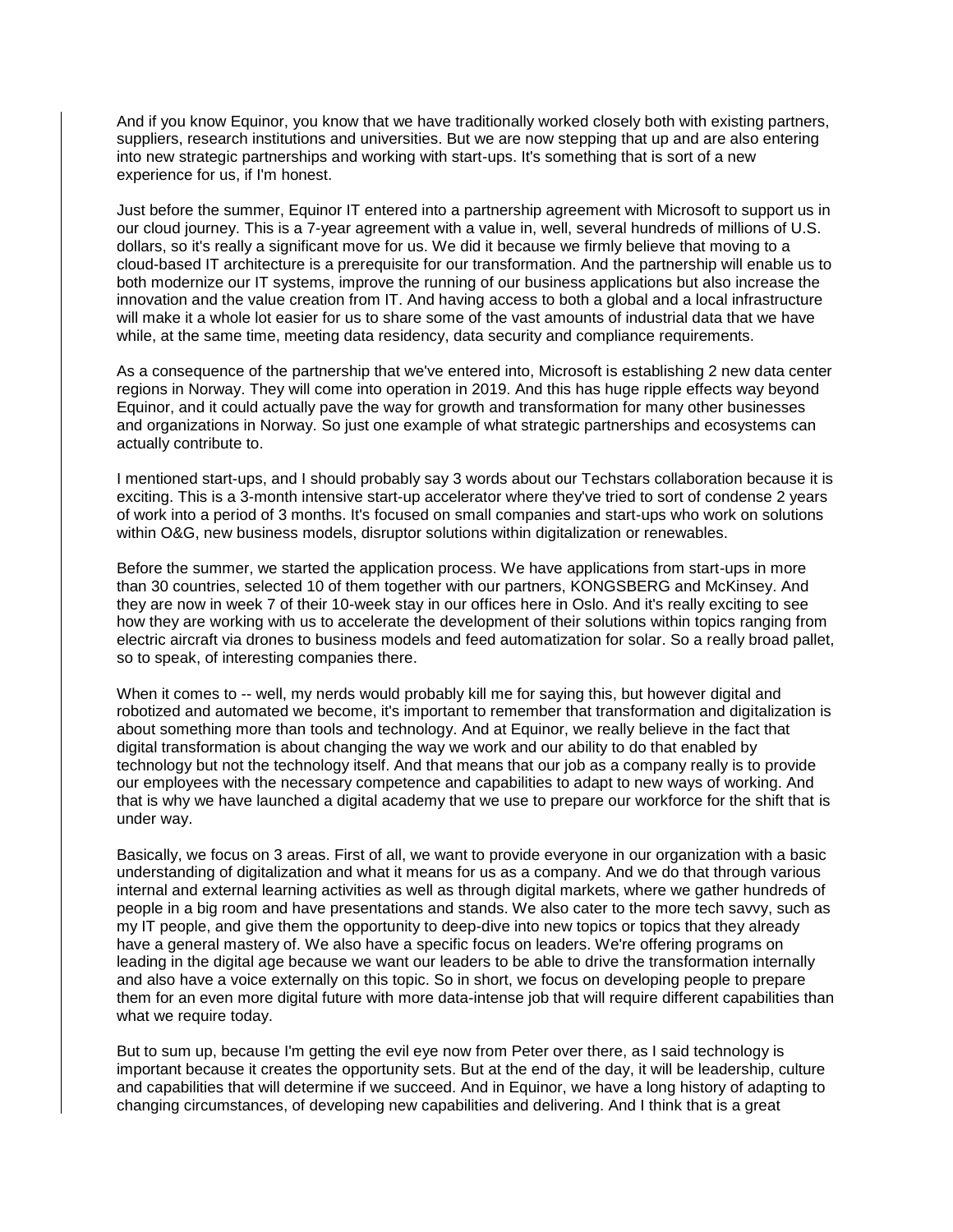And if you know Equinor, you know that we have traditionally worked closely both with existing partners, suppliers, research institutions and universities. But we are now stepping that up and are also entering into new strategic partnerships and working with start-ups. It's something that is sort of a new experience for us, if I'm honest.

Just before the summer, Equinor IT entered into a partnership agreement with Microsoft to support us in our cloud journey. This is a 7-year agreement with a value in, well, several hundreds of millions of U.S. dollars, so it's really a significant move for us. We did it because we firmly believe that moving to a cloud-based IT architecture is a prerequisite for our transformation. And the partnership will enable us to both modernize our IT systems, improve the running of our business applications but also increase the innovation and the value creation from IT. And having access to both a global and a local infrastructure will make it a whole lot easier for us to share some of the vast amounts of industrial data that we have while, at the same time, meeting data residency, data security and compliance requirements.

As a consequence of the partnership that we've entered into, Microsoft is establishing 2 new data center regions in Norway. They will come into operation in 2019. And this has huge ripple effects way beyond Equinor, and it could actually pave the way for growth and transformation for many other businesses and organizations in Norway. So just one example of what strategic partnerships and ecosystems can actually contribute to.

I mentioned start-ups, and I should probably say 3 words about our Techstars collaboration because it is exciting. This is a 3-month intensive start-up accelerator where they've tried to sort of condense 2 years of work into a period of 3 months. It's focused on small companies and start-ups who work on solutions within O&G, new business models, disruptor solutions within digitalization or renewables.

Before the summer, we started the application process. We have applications from start-ups in more than 30 countries, selected 10 of them together with our partners, KONGSBERG and McKinsey. And they are now in week 7 of their 10-week stay in our offices here in Oslo. And it's really exciting to see how they are working with us to accelerate the development of their solutions within topics ranging from electric aircraft via drones to business models and feed automatization for solar. So a really broad pallet, so to speak, of interesting companies there.

When it comes to -- well, my nerds would probably kill me for saying this, but however digital and robotized and automated we become, it's important to remember that transformation and digitalization is about something more than tools and technology. And at Equinor, we really believe in the fact that digital transformation is about changing the way we work and our ability to do that enabled by technology but not the technology itself. And that means that our job as a company really is to provide our employees with the necessary competence and capabilities to adapt to new ways of working. And that is why we have launched a digital academy that we use to prepare our workforce for the shift that is under way.

Basically, we focus on 3 areas. First of all, we want to provide everyone in our organization with a basic understanding of digitalization and what it means for us as a company. And we do that through various internal and external learning activities as well as through digital markets, where we gather hundreds of people in a big room and have presentations and stands. We also cater to the more tech savvy, such as my IT people, and give them the opportunity to deep-dive into new topics or topics that they already have a general mastery of. We also have a specific focus on leaders. We're offering programs on leading in the digital age because we want our leaders to be able to drive the transformation internally and also have a voice externally on this topic. So in short, we focus on developing people to prepare them for an even more digital future with more data-intense job that will require different capabilities than what we require today.

But to sum up, because I'm getting the evil eye now from Peter over there, as I said technology is important because it creates the opportunity sets. But at the end of the day, it will be leadership, culture and capabilities that will determine if we succeed. And in Equinor, we have a long history of adapting to changing circumstances, of developing new capabilities and delivering. And I think that is a great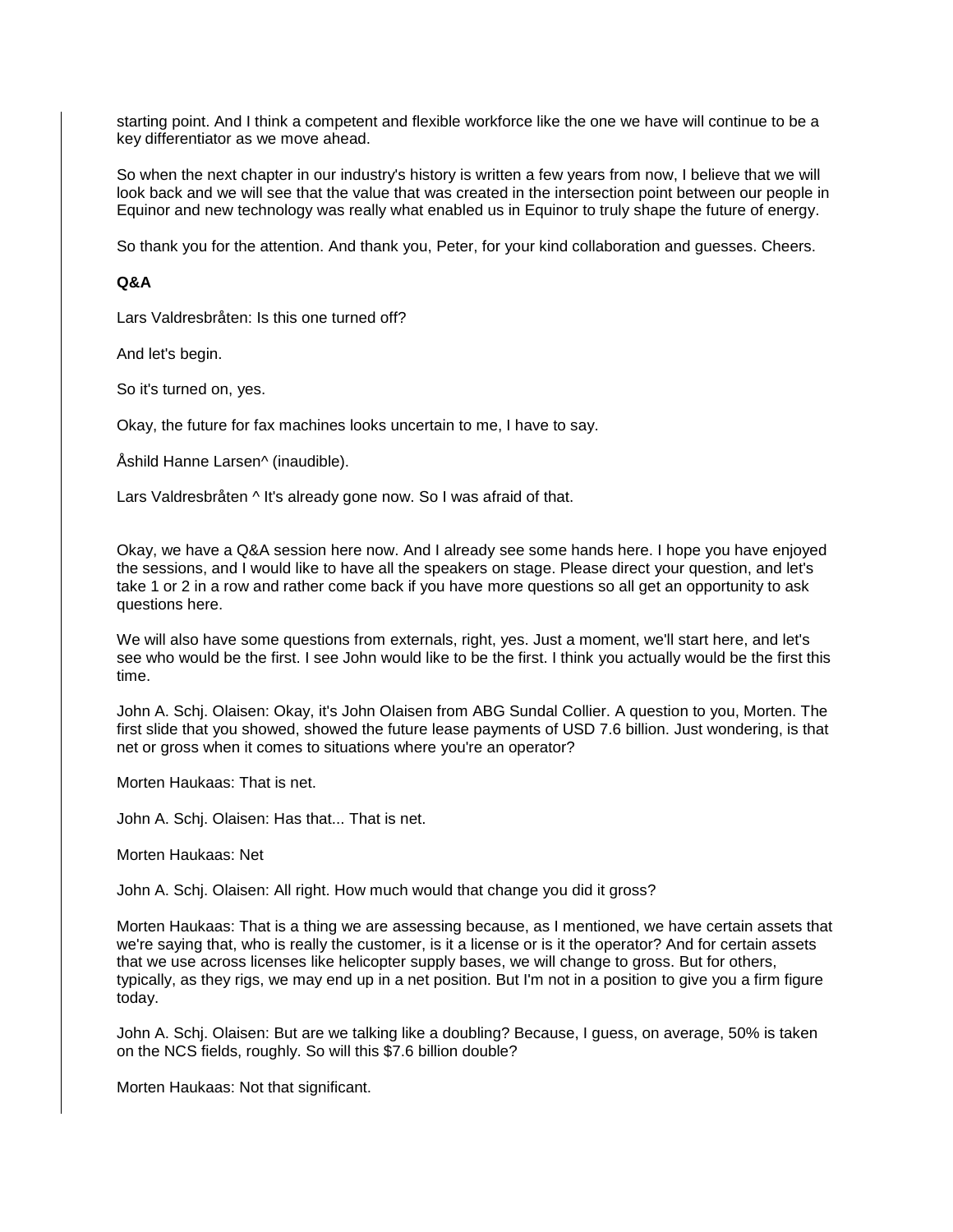starting point. And I think a competent and flexible workforce like the one we have will continue to be a key differentiator as we move ahead.

So when the next chapter in our industry's history is written a few years from now, I believe that we will look back and we will see that the value that was created in the intersection point between our people in Equinor and new technology was really what enabled us in Equinor to truly shape the future of energy.

So thank you for the attention. And thank you, Peter, for your kind collaboration and guesses. Cheers.

**Q&A**

Lars Valdresbråten: Is this one turned off?

And let's begin.

So it's turned on, yes.

Okay, the future for fax machines looks uncertain to me, I have to say.

Åshild Hanne Larsen^ (inaudible).

Lars Valdresbråten ^ It's already gone now. So I was afraid of that.

Okay, we have a Q&A session here now. And I already see some hands here. I hope you have enjoyed the sessions, and I would like to have all the speakers on stage. Please direct your question, and let's take 1 or 2 in a row and rather come back if you have more questions so all get an opportunity to ask questions here.

We will also have some questions from externals, right, yes. Just a moment, we'll start here, and let's see who would be the first. I see John would like to be the first. I think you actually would be the first this time.

John A. Schj. Olaisen: Okay, it's John Olaisen from ABG Sundal Collier. A question to you, Morten. The first slide that you showed, showed the future lease payments of USD 7.6 billion. Just wondering, is that net or gross when it comes to situations where you're an operator?

Morten Haukaas: That is net.

John A. Schj. Olaisen: Has that... That is net.

Morten Haukaas: Net

John A. Schj. Olaisen: All right. How much would that change you did it gross?

Morten Haukaas: That is a thing we are assessing because, as I mentioned, we have certain assets that we're saying that, who is really the customer, is it a license or is it the operator? And for certain assets that we use across licenses like helicopter supply bases, we will change to gross. But for others, typically, as they rigs, we may end up in a net position. But I'm not in a position to give you a firm figure today.

John A. Schj. Olaisen: But are we talking like a doubling? Because, I guess, on average, 50% is taken on the NCS fields, roughly. So will this $7.6 billion double?

Morten Haukaas: Not that significant.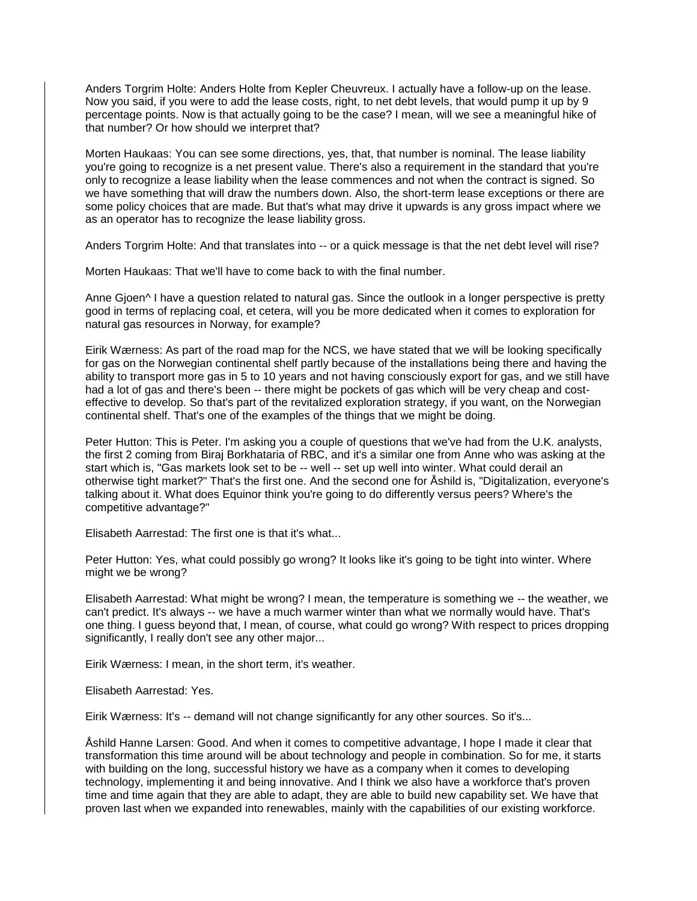Anders Torgrim Holte: Anders Holte from Kepler Cheuvreux. I actually have a follow-up on the lease. Now you said, if you were to add the lease costs, right, to net debt levels, that would pump it up by 9 percentage points. Now is that actually going to be the case? I mean, will we see a meaningful hike of that number? Or how should we interpret that?

Morten Haukaas: You can see some directions, yes, that, that number is nominal. The lease liability you're going to recognize is a net present value. There's also a requirement in the standard that you're only to recognize a lease liability when the lease commences and not when the contract is signed. So we have something that will draw the numbers down. Also, the short-term lease exceptions or there are some policy choices that are made. But that's what may drive it upwards is any gross impact where we as an operator has to recognize the lease liability gross.

Anders Torgrim Holte: And that translates into -- or a quick message is that the net debt level will rise?

Morten Haukaas: That we'll have to come back to with the final number.

Anne Gjoen^ I have a question related to natural gas. Since the outlook in a longer perspective is pretty good in terms of replacing coal, et cetera, will you be more dedicated when it comes to exploration for natural gas resources in Norway, for example?

Eirik Wærness: As part of the road map for the NCS, we have stated that we will be looking specifically for gas on the Norwegian continental shelf partly because of the installations being there and having the ability to transport more gas in 5 to 10 years and not having consciously export for gas, and we still have had a lot of gas and there's been -- there might be pockets of gas which will be very cheap and cost-effective to develop. So that's part of the revitalized exploration strategy, if you want, on the Norwegian continental shelf. That's one of the examples of the things that we might be doing.

Peter Hutton: This is Peter. I'm asking you a couple of questions that we've had from the U.K. analysts, the first 2 coming from Biraj Borkhataria of RBC, and it's a similar one from Anne who was asking at the start which is, "Gas markets look set to be -- well -- set up well into winter. What could derail an otherwise tight market?" That's the first one. And the second one for Åshild is, "Digitalization, everyone's talking about it. What does Equinor think you're going to do differently versus peers? Where's the competitive advantage?"

Elisabeth Aarrestad: The first one is that it's what...

Peter Hutton: Yes, what could possibly go wrong? It looks like it's going to be tight into winter. Where might we be wrong?

Elisabeth Aarrestad: What might be wrong? I mean, the temperature is something we -- the weather, we can't predict. It's always -- we have a much warmer winter than what we normally would have. That's one thing. I guess beyond that, I mean, of course, what could go wrong? With respect to prices dropping significantly, I really don't see any other major...

Eirik Wærness: I mean, in the short term, it's weather.

Elisabeth Aarrestad: Yes.

Eirik Wærness: It's -- demand will not change significantly for any other sources. So it's...

Åshild Hanne Larsen: Good. And when it comes to competitive advantage, I hope I made it clear that transformation this time around will be about technology and people in combination. So for me, it starts with building on the long, successful history we have as a company when it comes to developing technology, implementing it and being innovative. And I think we also have a workforce that's proven time and time again that they are able to adapt, they are able to build new capability set. We have that proven last when we expanded into renewables, mainly with the capabilities of our existing workforce.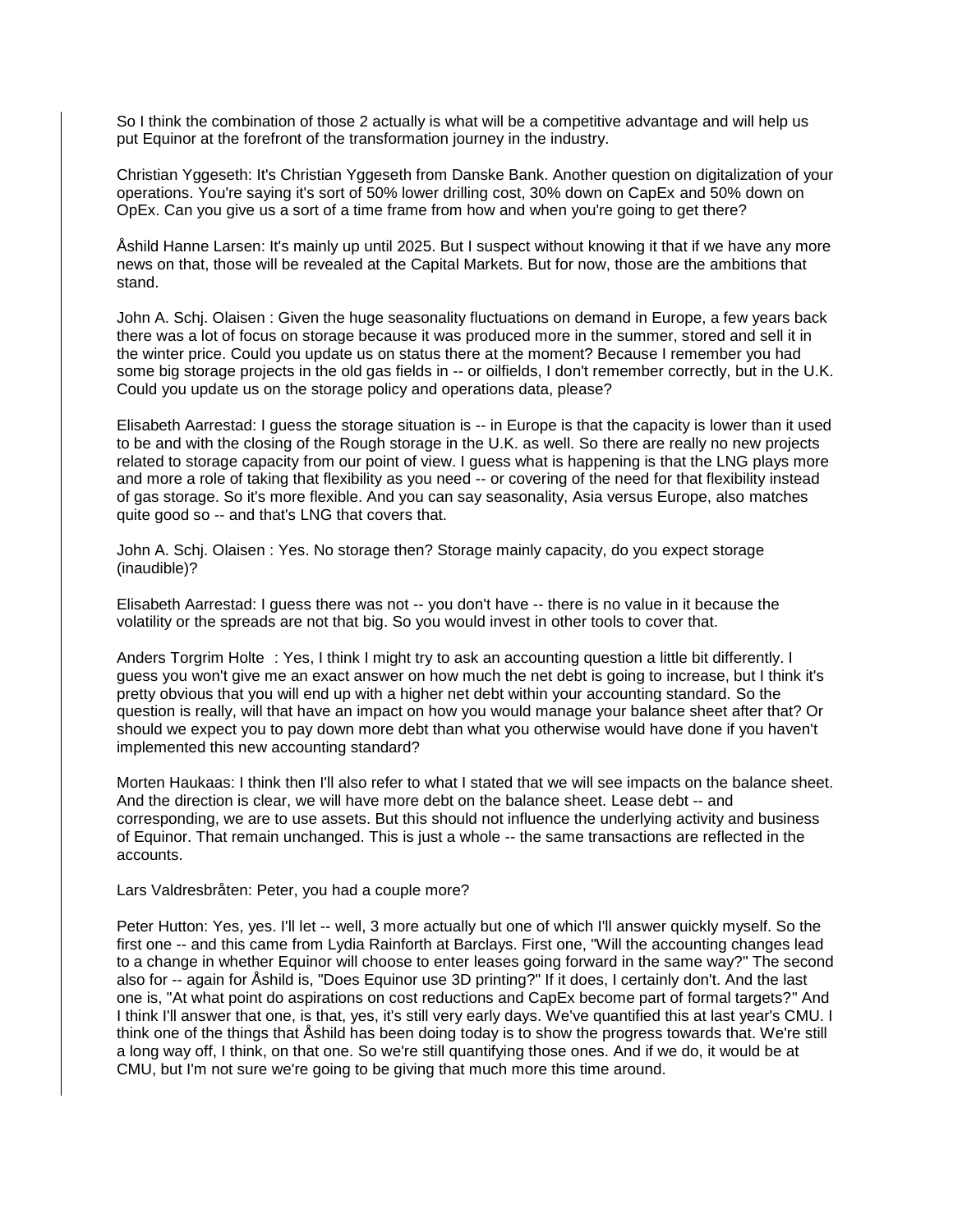So I think the combination of those 2 actually is what will be a competitive advantage and will help us put Equinor at the forefront of the transformation journey in the industry.

Christian Yggeseth: It's Christian Yggeseth from Danske Bank. Another question on digitalization of your operations. You're saying it's sort of 50% lower drilling cost, 30% down on CapEx and 50% down on OpEx. Can you give us a sort of a time frame from how and when you're going to get there?

Åshild Hanne Larsen: It's mainly up until 2025. But I suspect without knowing it that if we have any more news on that, those will be revealed at the Capital Markets. But for now, those are the ambitions that stand.

John A. Schj. Olaisen : Given the huge seasonality fluctuations on demand in Europe, a few years back there was a lot of focus on storage because it was produced more in the summer, stored and sell it in the winter price. Could you update us on status there at the moment? Because I remember you had some big storage projects in the old gas fields in -- or oilfields, I don't remember correctly, but in the U.K. Could you update us on the storage policy and operations data, please?

Elisabeth Aarrestad: I guess the storage situation is -- in Europe is that the capacity is lower than it used to be and with the closing of the Rough storage in the U.K. as well. So there are really no new projects related to storage capacity from our point of view. I guess what is happening is that the LNG plays more and more a role of taking that flexibility as you need -- or covering of the need for that flexibility instead of gas storage. So it's more flexible. And you can say seasonality, Asia versus Europe, also matches quite good so -- and that's LNG that covers that.

John A. Schj. Olaisen : Yes. No storage then? Storage mainly capacity, do you expect storage (inaudible)?

Elisabeth Aarrestad: I guess there was not -- you don't have -- there is no value in it because the volatility or the spreads are not that big. So you would invest in other tools to cover that.

Anders Torgrim Holte : Yes, I think I might try to ask an accounting question a little bit differently. I guess you won't give me an exact answer on how much the net debt is going to increase, but I think it's pretty obvious that you will end up with a higher net debt within your accounting standard. So the question is really, will that have an impact on how you would manage your balance sheet after that? Or should we expect you to pay down more debt than what you otherwise would have done if you haven't implemented this new accounting standard?

Morten Haukaas: I think then I'll also refer to what I stated that we will see impacts on the balance sheet. And the direction is clear, we will have more debt on the balance sheet. Lease debt -- and corresponding, we are to use assets. But this should not influence the underlying activity and business of Equinor. That remain unchanged. This is just a whole -- the same transactions are reflected in the accounts.

Lars Valdresbråten: Peter, you had a couple more?

Peter Hutton: Yes, yes. I'll let -- well, 3 more actually but one of which I'll answer quickly myself. So the first one -- and this came from Lydia Rainforth at Barclays. First one, "Will the accounting changes lead to a change in whether Equinor will choose to enter leases going forward in the same way?" The second also for -- again for Åshild is, "Does Equinor use 3D printing?" If it does, I certainly don't. And the last one is, "At what point do aspirations on cost reductions and CapEx become part of formal targets?" And I think I'll answer that one, is that, yes, it's still very early days. We've quantified this at last year's CMU. I think one of the things that Åshild has been doing today is to show the progress towards that. We're still a long way off, I think, on that one. So we're still quantifying those ones. And if we do, it would be at CMU, but I'm not sure we're going to be giving that much more this time around.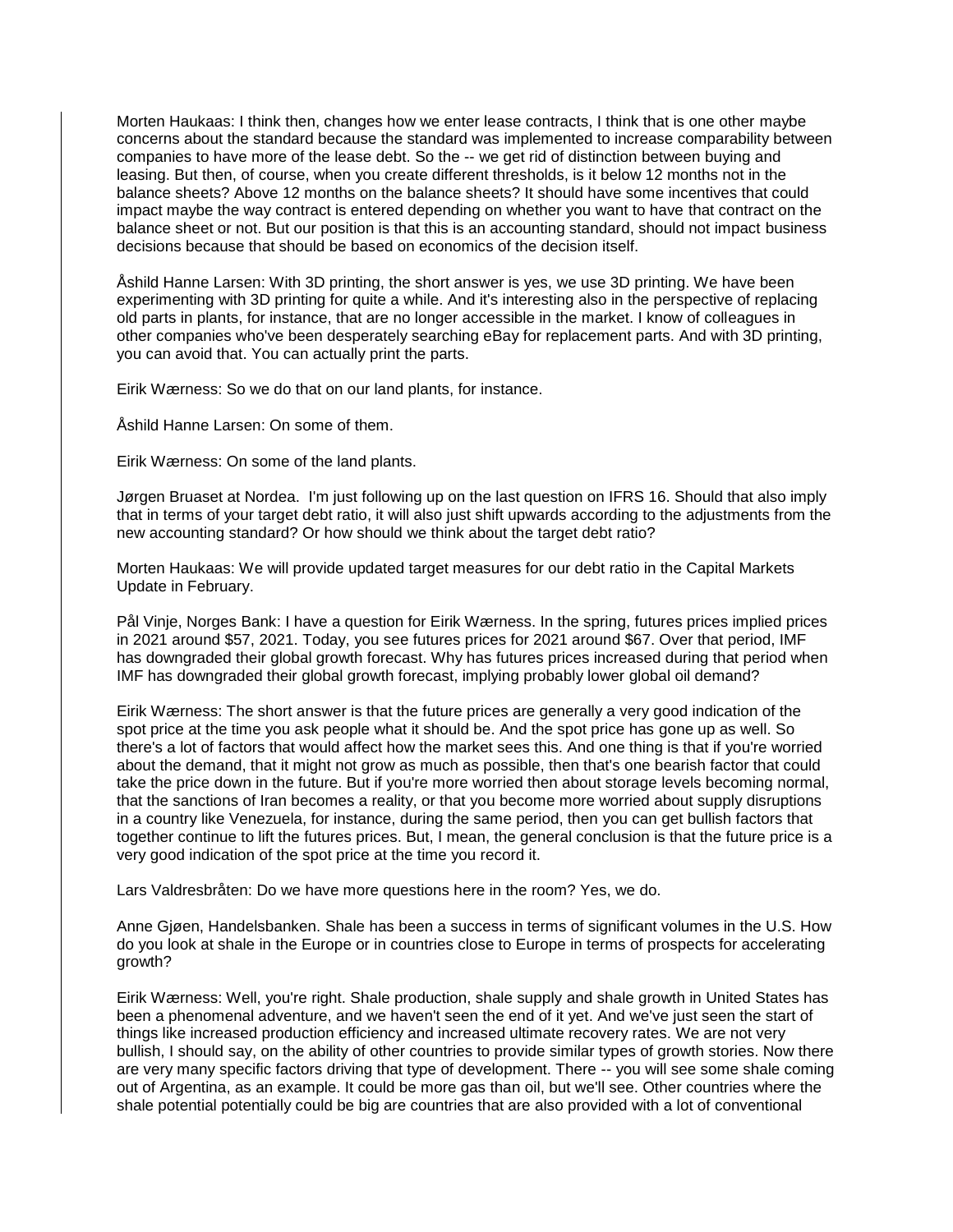Morten Haukaas: I think then, changes how we enter lease contracts, I think that is one other maybe concerns about the standard because the standard was implemented to increase comparability between companies to have more of the lease debt. So the -- we get rid of distinction between buying and leasing. But then, of course, when you create different thresholds, is it below 12 months not in the balance sheets? Above 12 months on the balance sheets? It should have some incentives that could impact maybe the way contract is entered depending on whether you want to have that contract on the balance sheet or not. But our position is that this is an accounting standard, should not impact business decisions because that should be based on economics of the decision itself.

Åshild Hanne Larsen: With 3D printing, the short answer is yes, we use 3D printing. We have been experimenting with 3D printing for quite a while. And it's interesting also in the perspective of replacing old parts in plants, for instance, that are no longer accessible in the market. I know of colleagues in other companies who've been desperately searching eBay for replacement parts. And with 3D printing, you can avoid that. You can actually print the parts.

Eirik Wærness: So we do that on our land plants, for instance.

Åshild Hanne Larsen: On some of them.

Eirik Wærness: On some of the land plants.

Jørgen Bruaset at Nordea. I'm just following up on the last question on IFRS 16. Should that also imply that in terms of your target debt ratio, it will also just shift upwards according to the adjustments from the new accounting standard? Or how should we think about the target debt ratio?

Morten Haukaas: We will provide updated target measures for our debt ratio in the Capital Markets Update in February.

Pål Vinje, Norges Bank: I have a question for Eirik Wærness. In the spring, futures prices implied prices in 2021 around $57, 2021. Today, you see futures prices for 2021 around $67. Over that period, IMF has downgraded their global growth forecast. Why has futures prices increased during that period when IMF has downgraded their global growth forecast, implying probably lower global oil demand?

Eirik Wærness: The short answer is that the future prices are generally a very good indication of the spot price at the time you ask people what it should be. And the spot price has gone up as well. So there's a lot of factors that would affect how the market sees this. And one thing is that if you're worried about the demand, that it might not grow as much as possible, then that's one bearish factor that could take the price down in the future. But if you're more worried then about storage levels becoming normal, that the sanctions of Iran becomes a reality, or that you become more worried about supply disruptions in a country like Venezuela, for instance, during the same period, then you can get bullish factors that together continue to lift the futures prices. But, I mean, the general conclusion is that the future price is a very good indication of the spot price at the time you record it.

Lars Valdresbråten: Do we have more questions here in the room? Yes, we do.

Anne Gjøen, Handelsbanken. Shale has been a success in terms of significant volumes in the U.S. How do you look at shale in the Europe or in countries close to Europe in terms of prospects for accelerating growth?

Eirik Wærness: Well, you're right. Shale production, shale supply and shale growth in United States has been a phenomenal adventure, and we haven't seen the end of it yet. And we've just seen the start of things like increased production efficiency and increased ultimate recovery rates. We are not very bullish, I should say, on the ability of other countries to provide similar types of growth stories. Now there are very many specific factors driving that type of development. There -- you will see some shale coming out of Argentina, as an example. It could be more gas than oil, but we'll see. Other countries where the shale potential potentially could be big are countries that are also provided with a lot of conventional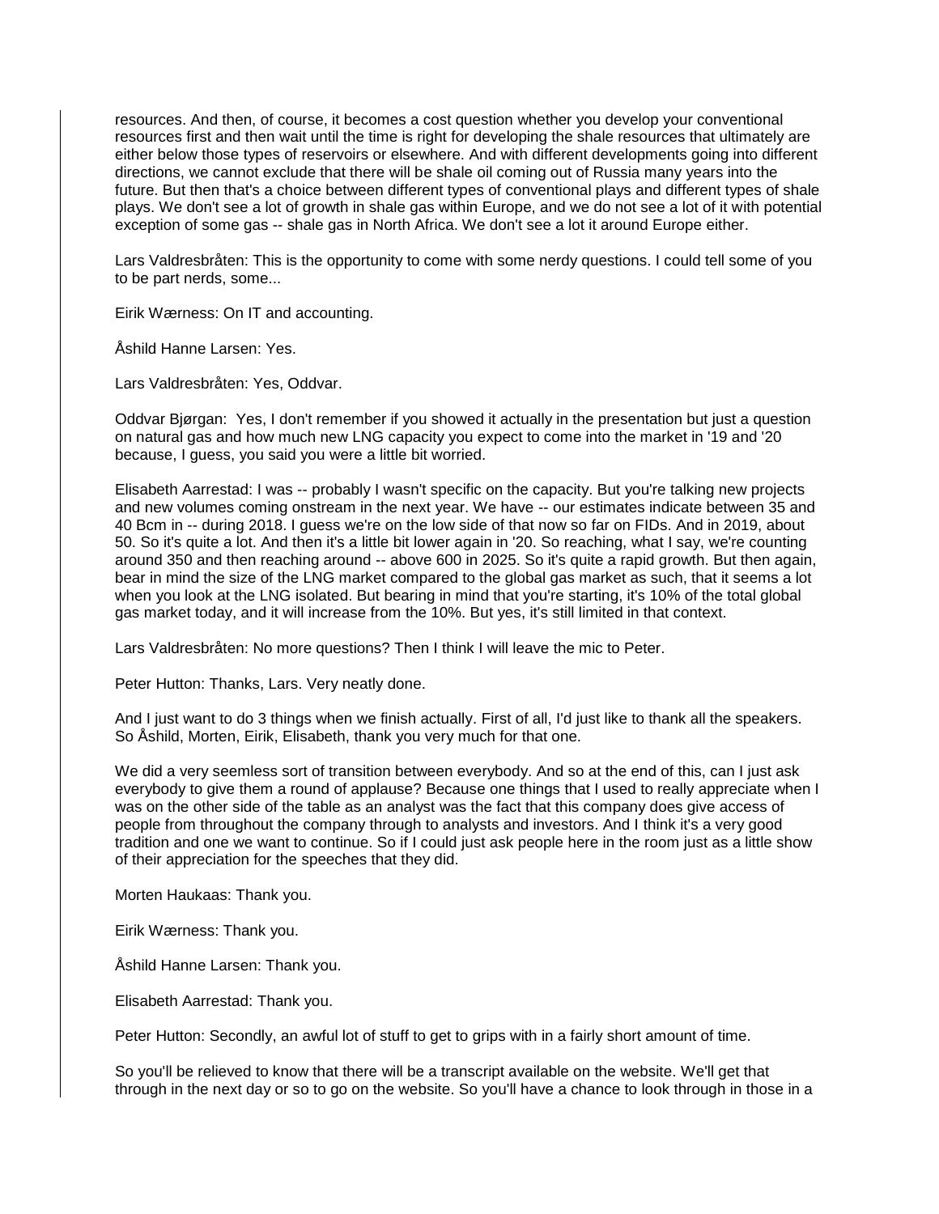resources. And then, of course, it becomes a cost question whether you develop your conventional resources first and then wait until the time is right for developing the shale resources that ultimately are either below those types of reservoirs or elsewhere. And with different developments going into different directions, we cannot exclude that there will be shale oil coming out of Russia many years into the future. But then that's a choice between different types of conventional plays and different types of shale plays. We don't see a lot of growth in shale gas within Europe, and we do not see a lot of it with potential exception of some gas -- shale gas in North Africa. We don't see a lot it around Europe either.

Lars Valdresbråten: This is the opportunity to come with some nerdy questions. I could tell some of you to be part nerds, some...

Eirik Wærness: On IT and accounting.

Åshild Hanne Larsen: Yes.

Lars Valdresbråten: Yes, Oddvar.

Oddvar Bjørgan: Yes, I don't remember if you showed it actually in the presentation but just a question on natural gas and how much new LNG capacity you expect to come into the market in '19 and '20 because, I guess, you said you were a little bit worried.

Elisabeth Aarrestad: I was -- probably I wasn't specific on the capacity. But you're talking new projects and new volumes coming onstream in the next year. We have -- our estimates indicate between 35 and 40 Bcm in -- during 2018. I guess we're on the low side of that now so far on FIDs. And in 2019, about 50. So it's quite a lot. And then it's a little bit lower again in '20. So reaching, what I say, we're counting around 350 and then reaching around -- above 600 in 2025. So it's quite a rapid growth. But then again, bear in mind the size of the LNG market compared to the global gas market as such, that it seems a lot when you look at the LNG isolated. But bearing in mind that you're starting, it's 10% of the total global gas market today, and it will increase from the 10%. But yes, it's still limited in that context.

Lars Valdresbråten: No more questions? Then I think I will leave the mic to Peter.

Peter Hutton: Thanks, Lars. Very neatly done.

And I just want to do 3 things when we finish actually. First of all, I'd just like to thank all the speakers. So Åshild, Morten, Eirik, Elisabeth, thank you very much for that one.

We did a very seemless sort of transition between everybody. And so at the end of this, can I just ask everybody to give them a round of applause? Because one things that I used to really appreciate when I was on the other side of the table as an analyst was the fact that this company does give access of people from throughout the company through to analysts and investors. And I think it's a very good tradition and one we want to continue. So if I could just ask people here in the room just as a little show of their appreciation for the speeches that they did.

Morten Haukaas: Thank you.

Eirik Wærness: Thank you.

Åshild Hanne Larsen: Thank you.

Elisabeth Aarrestad: Thank you.

Peter Hutton: Secondly, an awful lot of stuff to get to grips with in a fairly short amount of time.

So you'll be relieved to know that there will be a transcript available on the website. We'll get that through in the next day or so to go on the website. So you'll have a chance to look through in those in a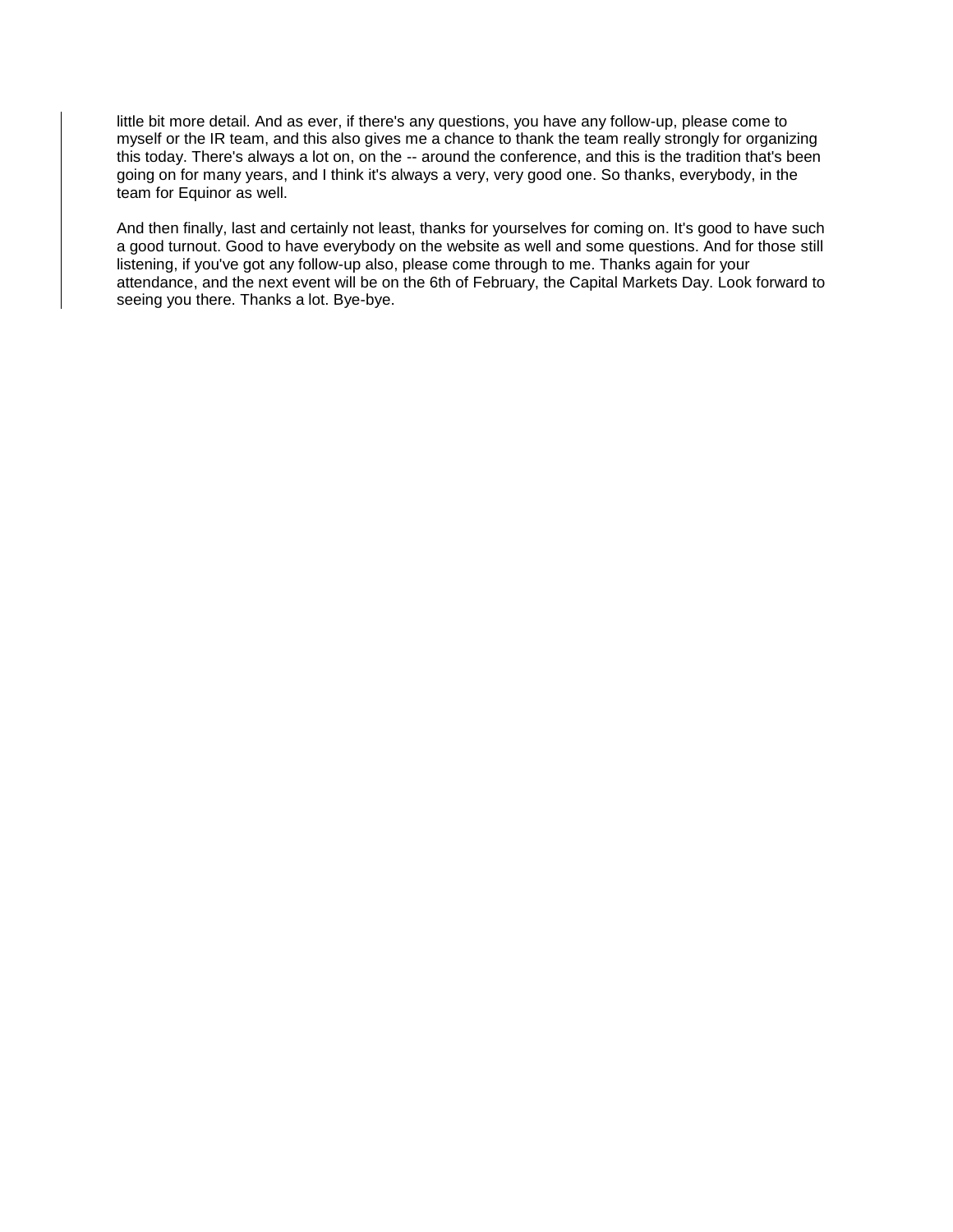little bit more detail. And as ever, if there's any questions, you have any follow-up, please come to myself or the IR team, and this also gives me a chance to thank the team really strongly for organizing this today. There's always a lot on, on the -- around the conference, and this is the tradition that's been going on for many years, and I think it's always a very, very good one. So thanks, everybody, in the team for Equinor as well.

And then finally, last and certainly not least, thanks for yourselves for coming on. It's good to have such a good turnout. Good to have everybody on the website as well and some questions. And for those still listening, if you've got any follow-up also, please come through to me. Thanks again for your attendance, and the next event will be on the 6th of February, the Capital Markets Day. Look forward to seeing you there. Thanks a lot. Bye-bye.